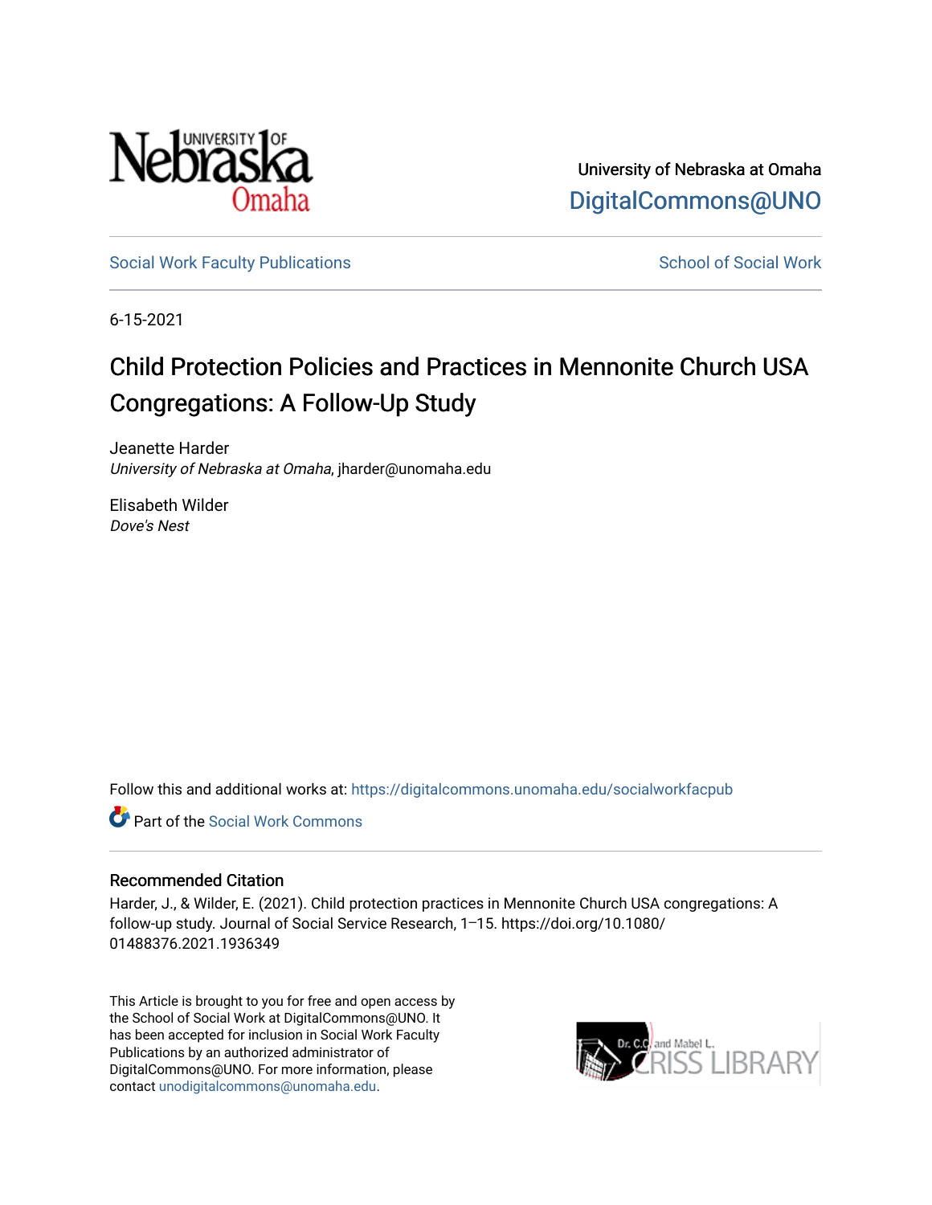University of Nebraska at Omaha

DigitalCommons@UNO

Social Work Faculty Publications

School of Social Work

6-15-2021

# Child Protection Policies and Practices in Mennonite Church USA Congregations: A Follow-Up Study

Jeanette Harder
*University of Nebraska at Omaha*, jharder@unomaha.edu

Elisabeth Wilder
*Dove's Nest*

Follow this and additional works at: https://digitalcommons.unomaha.edu/socialworkfacpub

Part of the Social Work Commons

## Recommended Citation

Harder, J., & Wilder, E. (2021). Child protection practices in Mennonite Church USA congregations: A follow-up study. Journal of Social Service Research, 1–15. https://doi.org/10.1080/01488376.2021.1936349

This Article is brought to you for free and open access by the School of Social Work at DigitalCommons@UNO. It has been accepted for inclusion in Social Work Faculty Publications by an authorized administrator of DigitalCommons@UNO. For more information, please contact unodigitalcommons@unomaha.edu.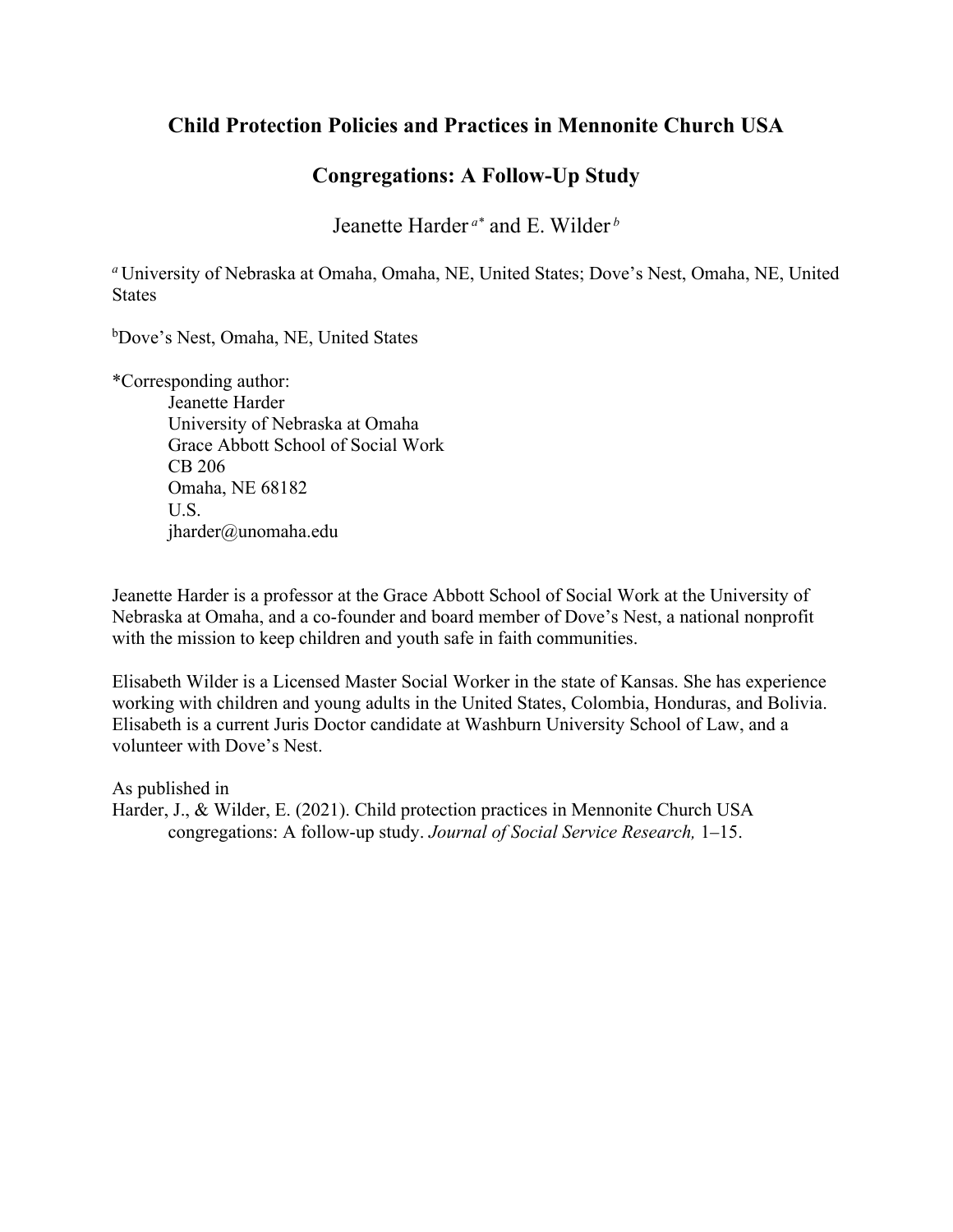# Child Protection Policies and Practices in Mennonite Church USA Congregations: A Follow-Up Study

Jeanette Harder [a*] and E. Wilder [b]

[a] University of Nebraska at Omaha, Omaha, NE, United States; Dove's Nest, Omaha, NE, United States

[b] Dove's Nest, Omaha, NE, United States

*Corresponding author:

Jeanette Harder
University of Nebraska at Omaha
Grace Abbott School of Social Work
CB 206
Omaha, NE 68182
U.S.
jharder@unomaha.edu

Jeanette Harder is a professor at the Grace Abbott School of Social Work at the University of Nebraska at Omaha, and a co-founder and board member of Dove's Nest, a national nonprofit with the mission to keep children and youth safe in faith communities.

Elisabeth Wilder is a Licensed Master Social Worker in the state of Kansas. She has experience working with children and young adults in the United States, Colombia, Honduras, and Bolivia. Elisabeth is a current Juris Doctor candidate at Washburn University School of Law, and a volunteer with Dove's Nest.

As published in

Harder, J., & Wilder, E. (2021). Child protection practices in Mennonite Church USA congregations: A follow-up study. *Journal of Social Service Research,* 1–15.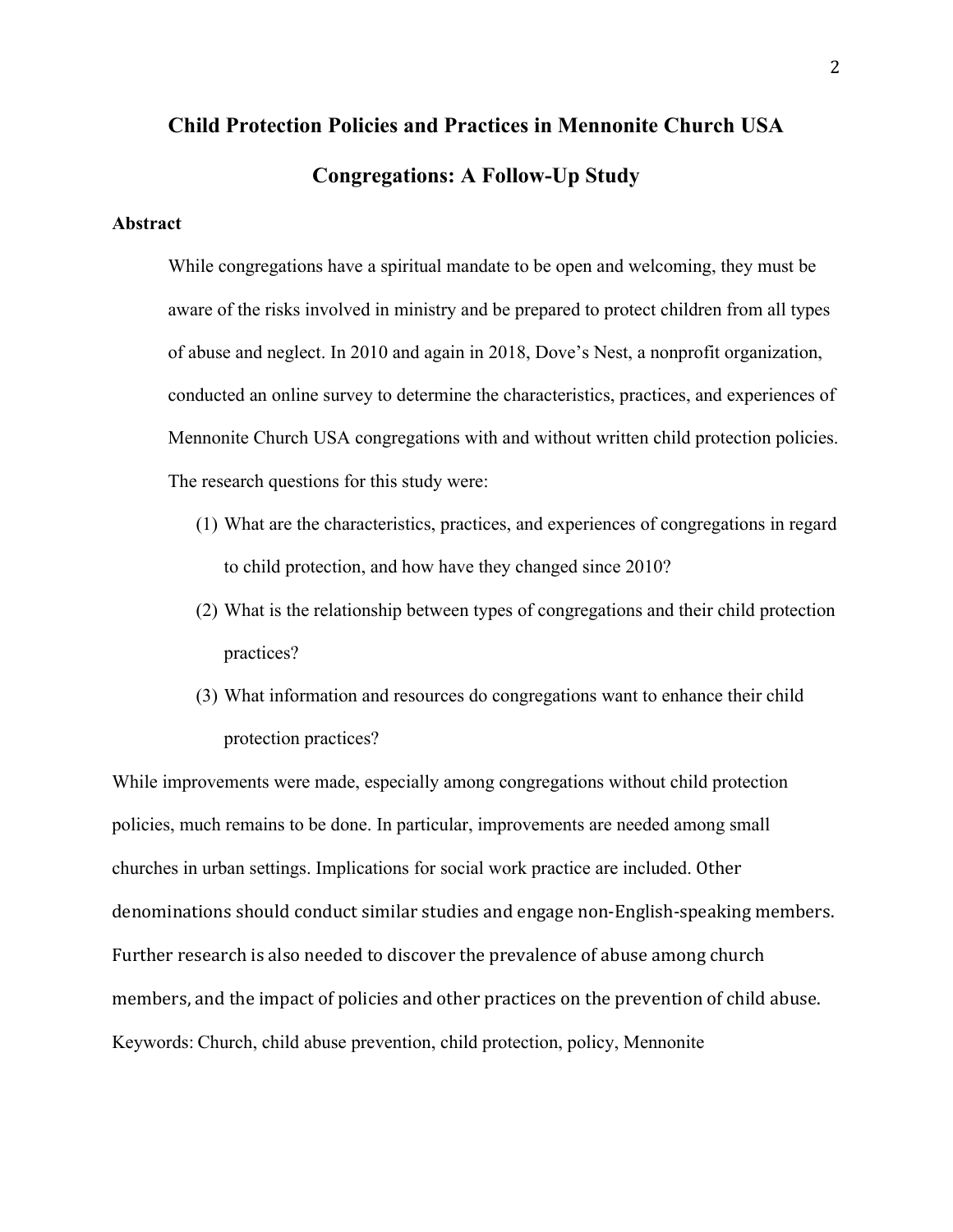# Child Protection Policies and Practices in Mennonite Church USA Congregations: A Follow-Up Study

## Abstract

While congregations have a spiritual mandate to be open and welcoming, they must be aware of the risks involved in ministry and be prepared to protect children from all types of abuse and neglect. In 2010 and again in 2018, Dove's Nest, a nonprofit organization, conducted an online survey to determine the characteristics, practices, and experiences of Mennonite Church USA congregations with and without written child protection policies. The research questions for this study were:

(1) What are the characteristics, practices, and experiences of congregations in regard to child protection, and how have they changed since 2010?

(2) What is the relationship between types of congregations and their child protection practices?

(3) What information and resources do congregations want to enhance their child protection practices?

While improvements were made, especially among congregations without child protection policies, much remains to be done. In particular, improvements are needed among small churches in urban settings. Implications for social work practice are included. Other denominations should conduct similar studies and engage non-English-speaking members. Further research is also needed to discover the prevalence of abuse among church members, and the impact of policies and other practices on the prevention of child abuse.

Keywords: Church, child abuse prevention, child protection, policy, Mennonite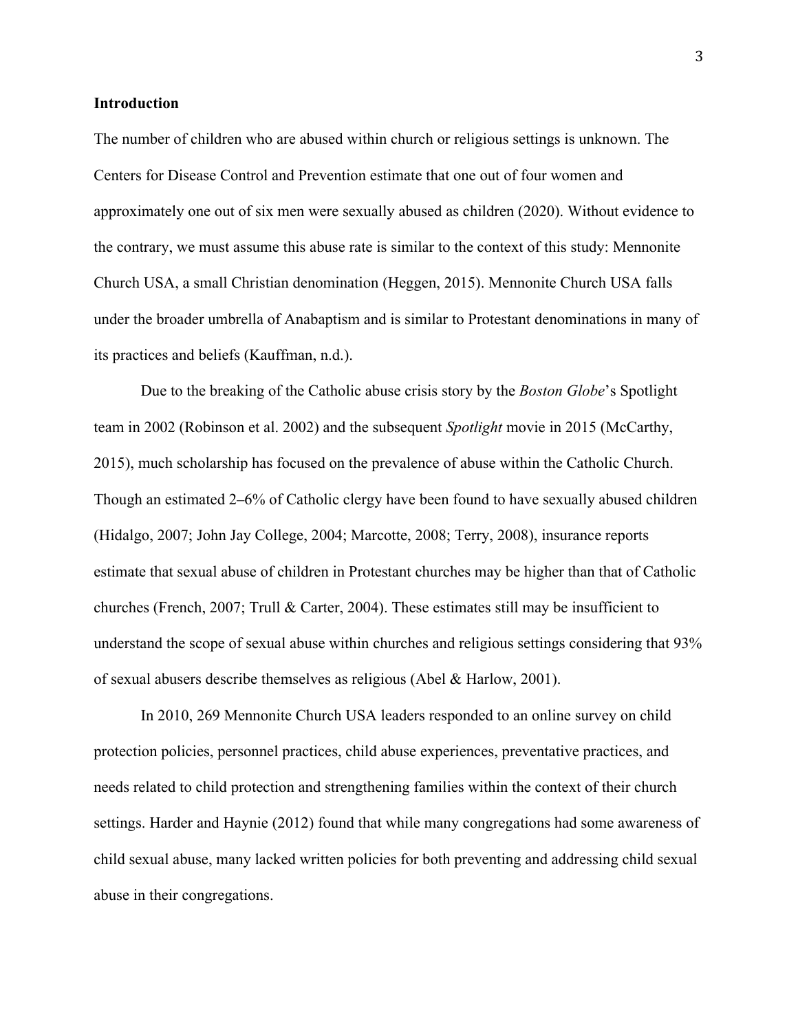**Introduction**

The number of children who are abused within church or religious settings is unknown. The Centers for Disease Control and Prevention estimate that one out of four women and approximately one out of six men were sexually abused as children (2020). Without evidence to the contrary, we must assume this abuse rate is similar to the context of this study: Mennonite Church USA, a small Christian denomination (Heggen, 2015). Mennonite Church USA falls under the broader umbrella of Anabaptism and is similar to Protestant denominations in many of its practices and beliefs (Kauffman, n.d.).

Due to the breaking of the Catholic abuse crisis story by the *Boston Globe*'s Spotlight team in 2002 (Robinson et al. 2002) and the subsequent *Spotlight* movie in 2015 (McCarthy, 2015), much scholarship has focused on the prevalence of abuse within the Catholic Church. Though an estimated 2–6% of Catholic clergy have been found to have sexually abused children (Hidalgo, 2007; John Jay College, 2004; Marcotte, 2008; Terry, 2008), insurance reports estimate that sexual abuse of children in Protestant churches may be higher than that of Catholic churches (French, 2007; Trull & Carter, 2004). These estimates still may be insufficient to understand the scope of sexual abuse within churches and religious settings considering that 93% of sexual abusers describe themselves as religious (Abel & Harlow, 2001).

In 2010, 269 Mennonite Church USA leaders responded to an online survey on child protection policies, personnel practices, child abuse experiences, preventative practices, and needs related to child protection and strengthening families within the context of their church settings. Harder and Haynie (2012) found that while many congregations had some awareness of child sexual abuse, many lacked written policies for both preventing and addressing child sexual abuse in their congregations.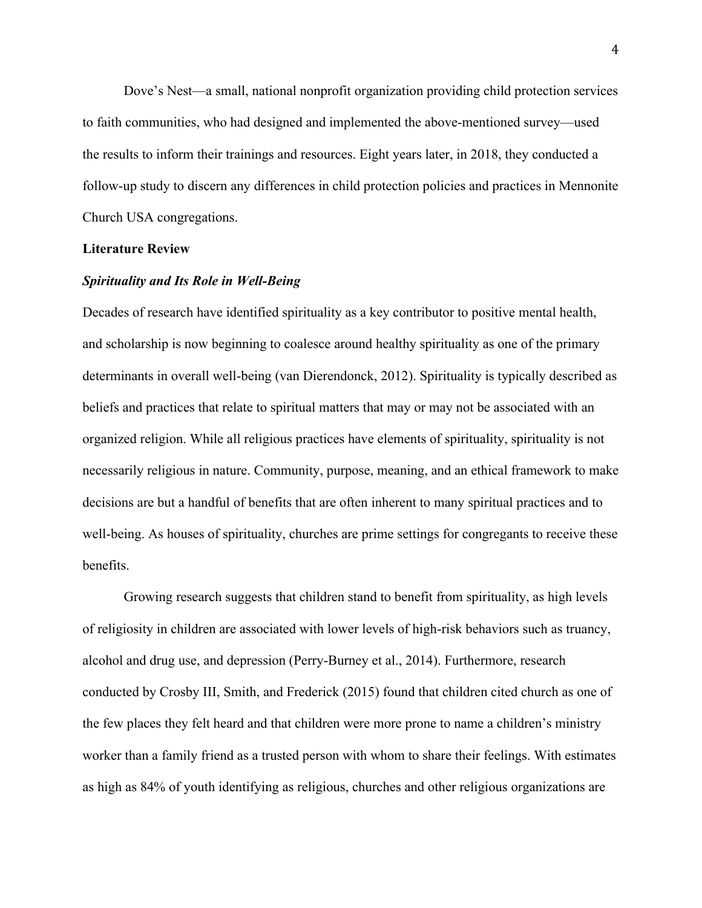Dove's Nest—a small, national nonprofit organization providing child protection services to faith communities, who had designed and implemented the above-mentioned survey—used the results to inform their trainings and resources. Eight years later, in 2018, they conducted a follow-up study to discern any differences in child protection policies and practices in Mennonite Church USA congregations.

## Literature Review

### *Spirituality and Its Role in Well-Being*

Decades of research have identified spirituality as a key contributor to positive mental health, and scholarship is now beginning to coalesce around healthy spirituality as one of the primary determinants in overall well-being (van Dierendonck, 2012). Spirituality is typically described as beliefs and practices that relate to spiritual matters that may or may not be associated with an organized religion. While all religious practices have elements of spirituality, spirituality is not necessarily religious in nature. Community, purpose, meaning, and an ethical framework to make decisions are but a handful of benefits that are often inherent to many spiritual practices and to well-being. As houses of spirituality, churches are prime settings for congregants to receive these benefits.

Growing research suggests that children stand to benefit from spirituality, as high levels of religiosity in children are associated with lower levels of high-risk behaviors such as truancy, alcohol and drug use, and depression (Perry-Burney et al., 2014). Furthermore, research conducted by Crosby III, Smith, and Frederick (2015) found that children cited church as one of the few places they felt heard and that children were more prone to name a children's ministry worker than a family friend as a trusted person with whom to share their feelings. With estimates as high as 84% of youth identifying as religious, churches and other religious organizations are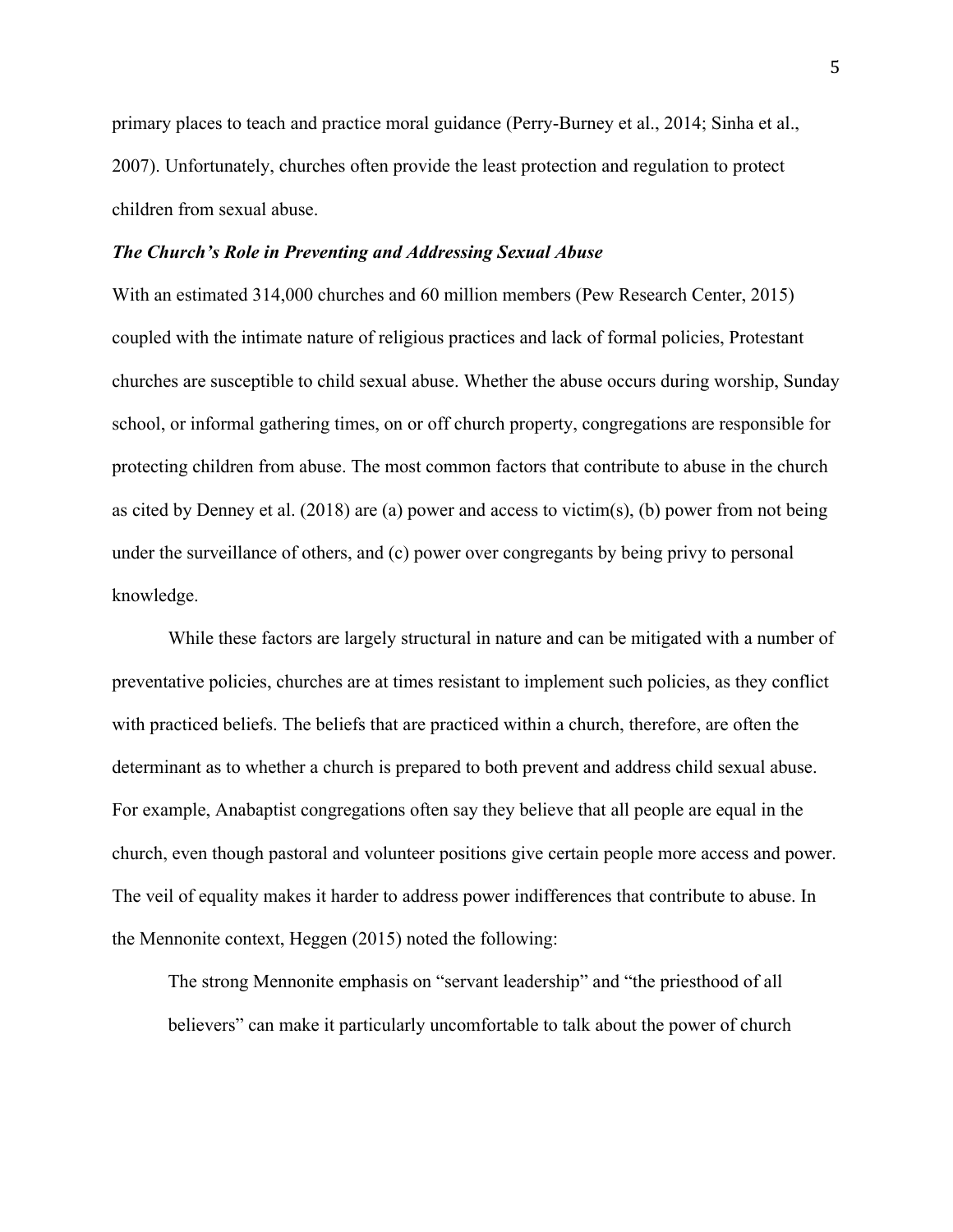primary places to teach and practice moral guidance (Perry-Burney et al., 2014; Sinha et al., 2007). Unfortunately, churches often provide the least protection and regulation to protect children from sexual abuse.

### *The Church's Role in Preventing and Addressing Sexual Abuse*

With an estimated 314,000 churches and 60 million members (Pew Research Center, 2015) coupled with the intimate nature of religious practices and lack of formal policies, Protestant churches are susceptible to child sexual abuse. Whether the abuse occurs during worship, Sunday school, or informal gathering times, on or off church property, congregations are responsible for protecting children from abuse. The most common factors that contribute to abuse in the church as cited by Denney et al. (2018) are (a) power and access to victim(s), (b) power from not being under the surveillance of others, and (c) power over congregants by being privy to personal knowledge.

While these factors are largely structural in nature and can be mitigated with a number of preventative policies, churches are at times resistant to implement such policies, as they conflict with practiced beliefs. The beliefs that are practiced within a church, therefore, are often the determinant as to whether a church is prepared to both prevent and address child sexual abuse. For example, Anabaptist congregations often say they believe that all people are equal in the church, even though pastoral and volunteer positions give certain people more access and power. The veil of equality makes it harder to address power indifferences that contribute to abuse. In the Mennonite context, Heggen (2015) noted the following:

> The strong Mennonite emphasis on "servant leadership" and "the priesthood of all believers" can make it particularly uncomfortable to talk about the power of church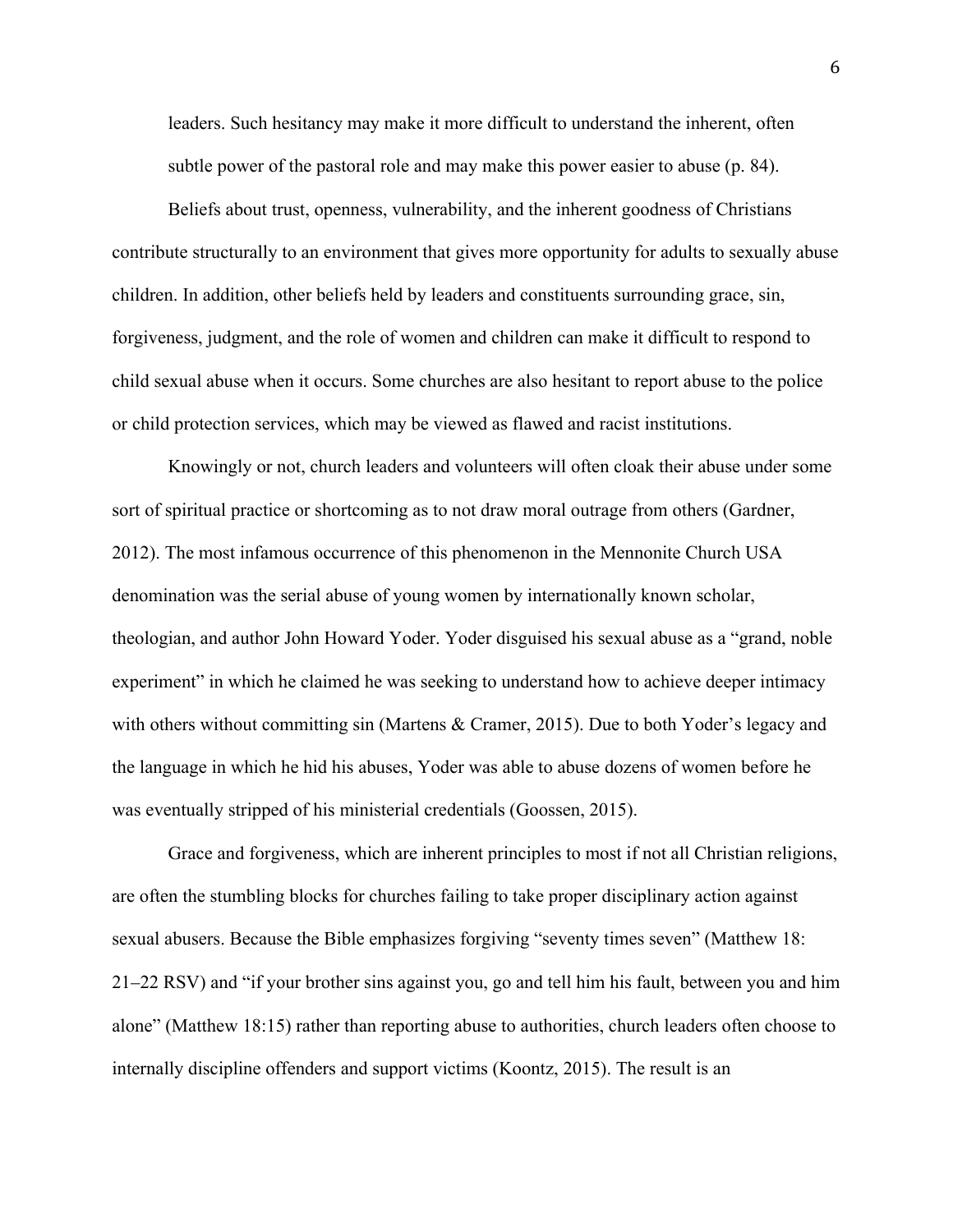leaders. Such hesitancy may make it more difficult to understand the inherent, often subtle power of the pastoral role and may make this power easier to abuse (p. 84).

Beliefs about trust, openness, vulnerability, and the inherent goodness of Christians contribute structurally to an environment that gives more opportunity for adults to sexually abuse children. In addition, other beliefs held by leaders and constituents surrounding grace, sin, forgiveness, judgment, and the role of women and children can make it difficult to respond to child sexual abuse when it occurs. Some churches are also hesitant to report abuse to the police or child protection services, which may be viewed as flawed and racist institutions.

Knowingly or not, church leaders and volunteers will often cloak their abuse under some sort of spiritual practice or shortcoming as to not draw moral outrage from others (Gardner, 2012). The most infamous occurrence of this phenomenon in the Mennonite Church USA denomination was the serial abuse of young women by internationally known scholar, theologian, and author John Howard Yoder. Yoder disguised his sexual abuse as a "grand, noble experiment" in which he claimed he was seeking to understand how to achieve deeper intimacy with others without committing sin (Martens & Cramer, 2015). Due to both Yoder's legacy and the language in which he hid his abuses, Yoder was able to abuse dozens of women before he was eventually stripped of his ministerial credentials (Goossen, 2015).

Grace and forgiveness, which are inherent principles to most if not all Christian religions, are often the stumbling blocks for churches failing to take proper disciplinary action against sexual abusers. Because the Bible emphasizes forgiving "seventy times seven" (Matthew 18: 21–22 RSV) and "if your brother sins against you, go and tell him his fault, between you and him alone" (Matthew 18:15) rather than reporting abuse to authorities, church leaders often choose to internally discipline offenders and support victims (Koontz, 2015). The result is an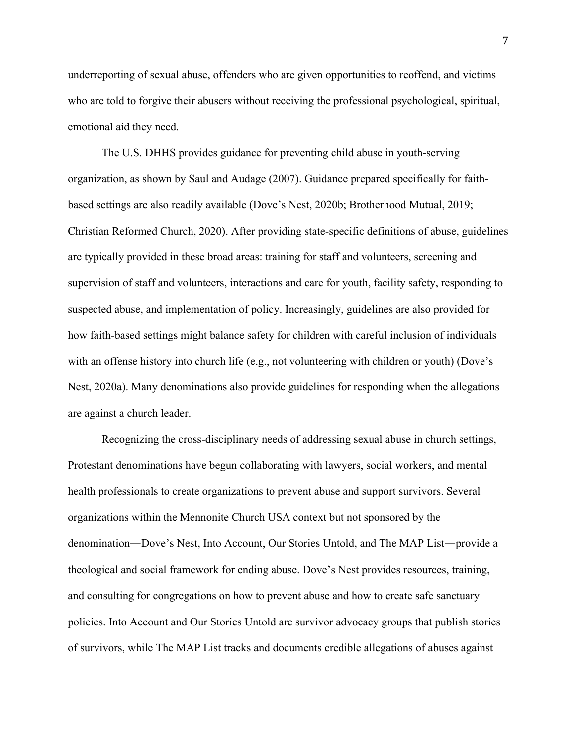underreporting of sexual abuse, offenders who are given opportunities to reoffend, and victims who are told to forgive their abusers without receiving the professional psychological, spiritual, emotional aid they need.

The U.S. DHHS provides guidance for preventing child abuse in youth-serving organization, as shown by Saul and Audage (2007). Guidance prepared specifically for faith-based settings are also readily available (Dove's Nest, 2020b; Brotherhood Mutual, 2019; Christian Reformed Church, 2020). After providing state-specific definitions of abuse, guidelines are typically provided in these broad areas: training for staff and volunteers, screening and supervision of staff and volunteers, interactions and care for youth, facility safety, responding to suspected abuse, and implementation of policy. Increasingly, guidelines are also provided for how faith-based settings might balance safety for children with careful inclusion of individuals with an offense history into church life (e.g., not volunteering with children or youth) (Dove's Nest, 2020a). Many denominations also provide guidelines for responding when the allegations are against a church leader.

Recognizing the cross-disciplinary needs of addressing sexual abuse in church settings, Protestant denominations have begun collaborating with lawyers, social workers, and mental health professionals to create organizations to prevent abuse and support survivors. Several organizations within the Mennonite Church USA context but not sponsored by the denomination―Dove's Nest, Into Account, Our Stories Untold, and The MAP List―provide a theological and social framework for ending abuse. Dove's Nest provides resources, training, and consulting for congregations on how to prevent abuse and how to create safe sanctuary policies. Into Account and Our Stories Untold are survivor advocacy groups that publish stories of survivors, while The MAP List tracks and documents credible allegations of abuses against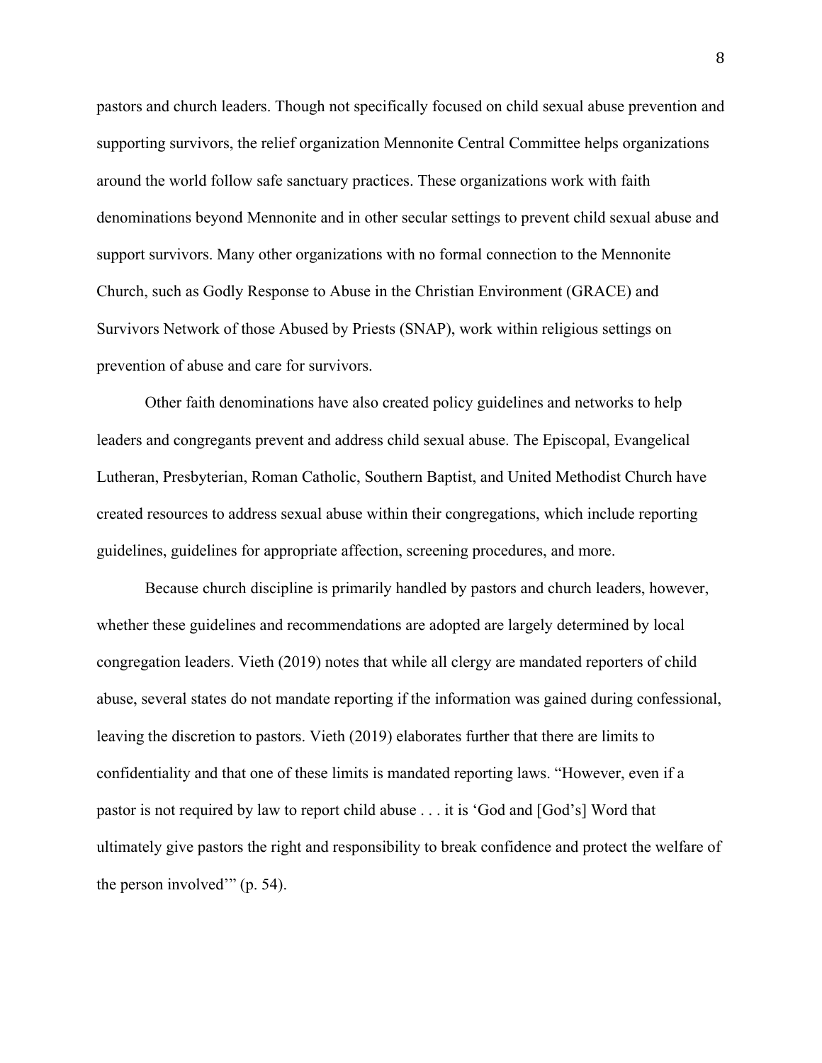pastors and church leaders. Though not specifically focused on child sexual abuse prevention and supporting survivors, the relief organization Mennonite Central Committee helps organizations around the world follow safe sanctuary practices. These organizations work with faith denominations beyond Mennonite and in other secular settings to prevent child sexual abuse and support survivors. Many other organizations with no formal connection to the Mennonite Church, such as Godly Response to Abuse in the Christian Environment (GRACE) and Survivors Network of those Abused by Priests (SNAP), work within religious settings on prevention of abuse and care for survivors.

Other faith denominations have also created policy guidelines and networks to help leaders and congregants prevent and address child sexual abuse. The Episcopal, Evangelical Lutheran, Presbyterian, Roman Catholic, Southern Baptist, and United Methodist Church have created resources to address sexual abuse within their congregations, which include reporting guidelines, guidelines for appropriate affection, screening procedures, and more.

Because church discipline is primarily handled by pastors and church leaders, however, whether these guidelines and recommendations are adopted are largely determined by local congregation leaders. Vieth (2019) notes that while all clergy are mandated reporters of child abuse, several states do not mandate reporting if the information was gained during confessional, leaving the discretion to pastors. Vieth (2019) elaborates further that there are limits to confidentiality and that one of these limits is mandated reporting laws. "However, even if a pastor is not required by law to report child abuse . . . it is 'God and [God's] Word that ultimately give pastors the right and responsibility to break confidence and protect the welfare of the person involved'" (p. 54).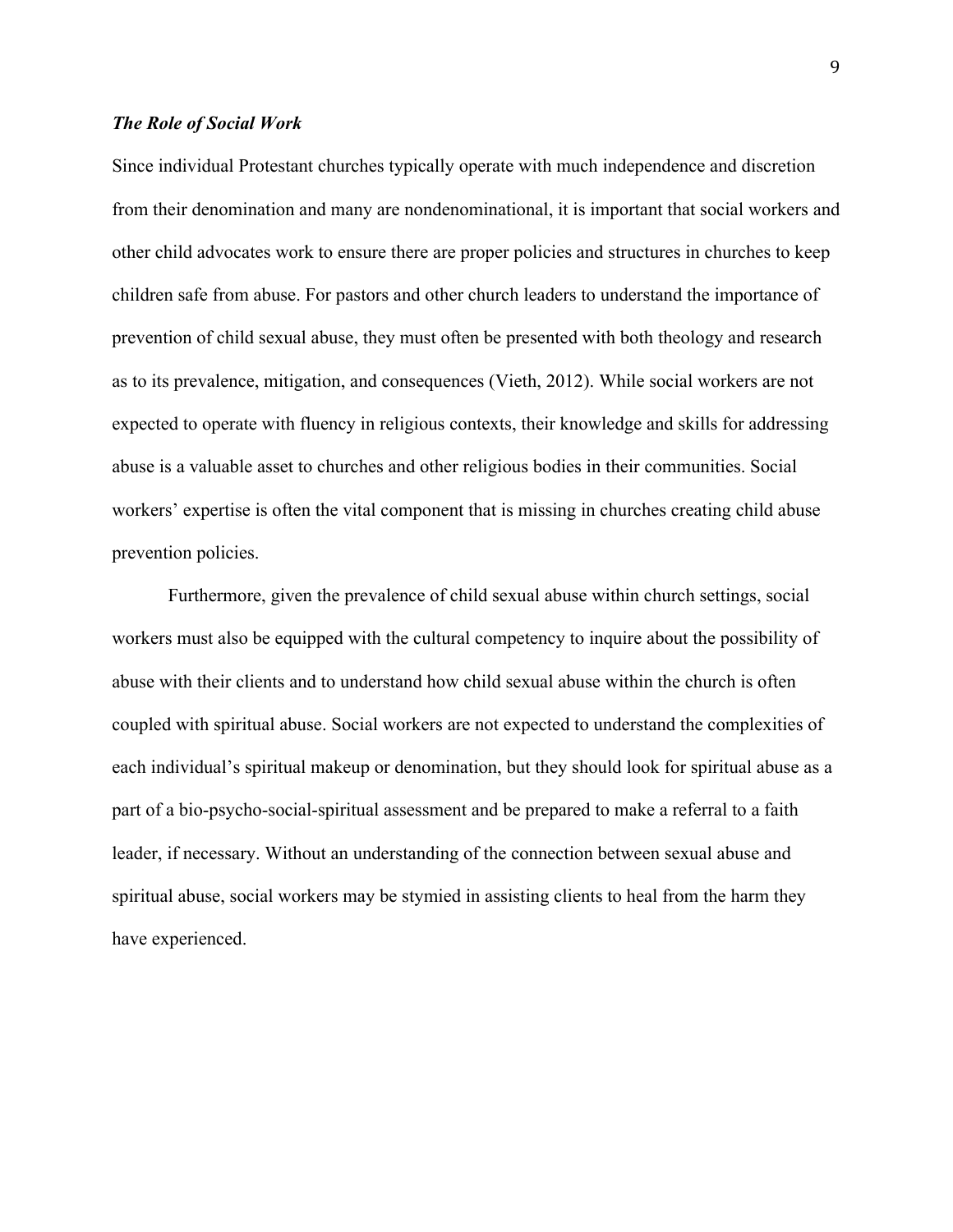### *The Role of Social Work*

Since individual Protestant churches typically operate with much independence and discretion from their denomination and many are nondenominational, it is important that social workers and other child advocates work to ensure there are proper policies and structures in churches to keep children safe from abuse. For pastors and other church leaders to understand the importance of prevention of child sexual abuse, they must often be presented with both theology and research as to its prevalence, mitigation, and consequences (Vieth, 2012). While social workers are not expected to operate with fluency in religious contexts, their knowledge and skills for addressing abuse is a valuable asset to churches and other religious bodies in their communities. Social workers' expertise is often the vital component that is missing in churches creating child abuse prevention policies.

Furthermore, given the prevalence of child sexual abuse within church settings, social workers must also be equipped with the cultural competency to inquire about the possibility of abuse with their clients and to understand how child sexual abuse within the church is often coupled with spiritual abuse. Social workers are not expected to understand the complexities of each individual's spiritual makeup or denomination, but they should look for spiritual abuse as a part of a bio-psycho-social-spiritual assessment and be prepared to make a referral to a faith leader, if necessary. Without an understanding of the connection between sexual abuse and spiritual abuse, social workers may be stymied in assisting clients to heal from the harm they have experienced.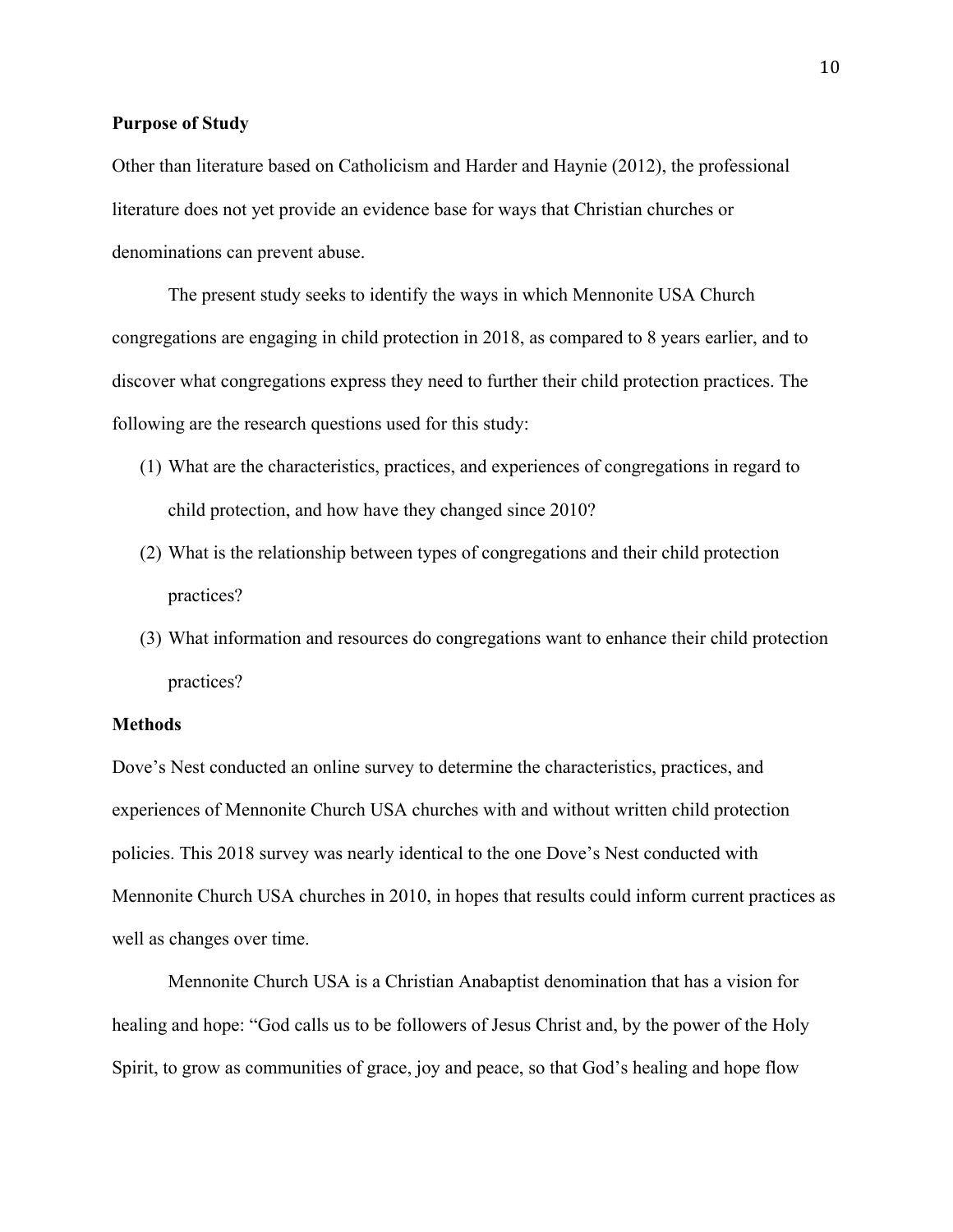**Purpose of Study**

Other than literature based on Catholicism and Harder and Haynie (2012), the professional literature does not yet provide an evidence base for ways that Christian churches or denominations can prevent abuse.

The present study seeks to identify the ways in which Mennonite USA Church congregations are engaging in child protection in 2018, as compared to 8 years earlier, and to discover what congregations express they need to further their child protection practices. The following are the research questions used for this study:

(1) What are the characteristics, practices, and experiences of congregations in regard to child protection, and how have they changed since 2010?

(2) What is the relationship between types of congregations and their child protection practices?

(3) What information and resources do congregations want to enhance their child protection practices?

**Methods**

Dove's Nest conducted an online survey to determine the characteristics, practices, and experiences of Mennonite Church USA churches with and without written child protection policies. This 2018 survey was nearly identical to the one Dove's Nest conducted with Mennonite Church USA churches in 2010, in hopes that results could inform current practices as well as changes over time.

Mennonite Church USA is a Christian Anabaptist denomination that has a vision for healing and hope: "God calls us to be followers of Jesus Christ and, by the power of the Holy Spirit, to grow as communities of grace, joy and peace, so that God's healing and hope flow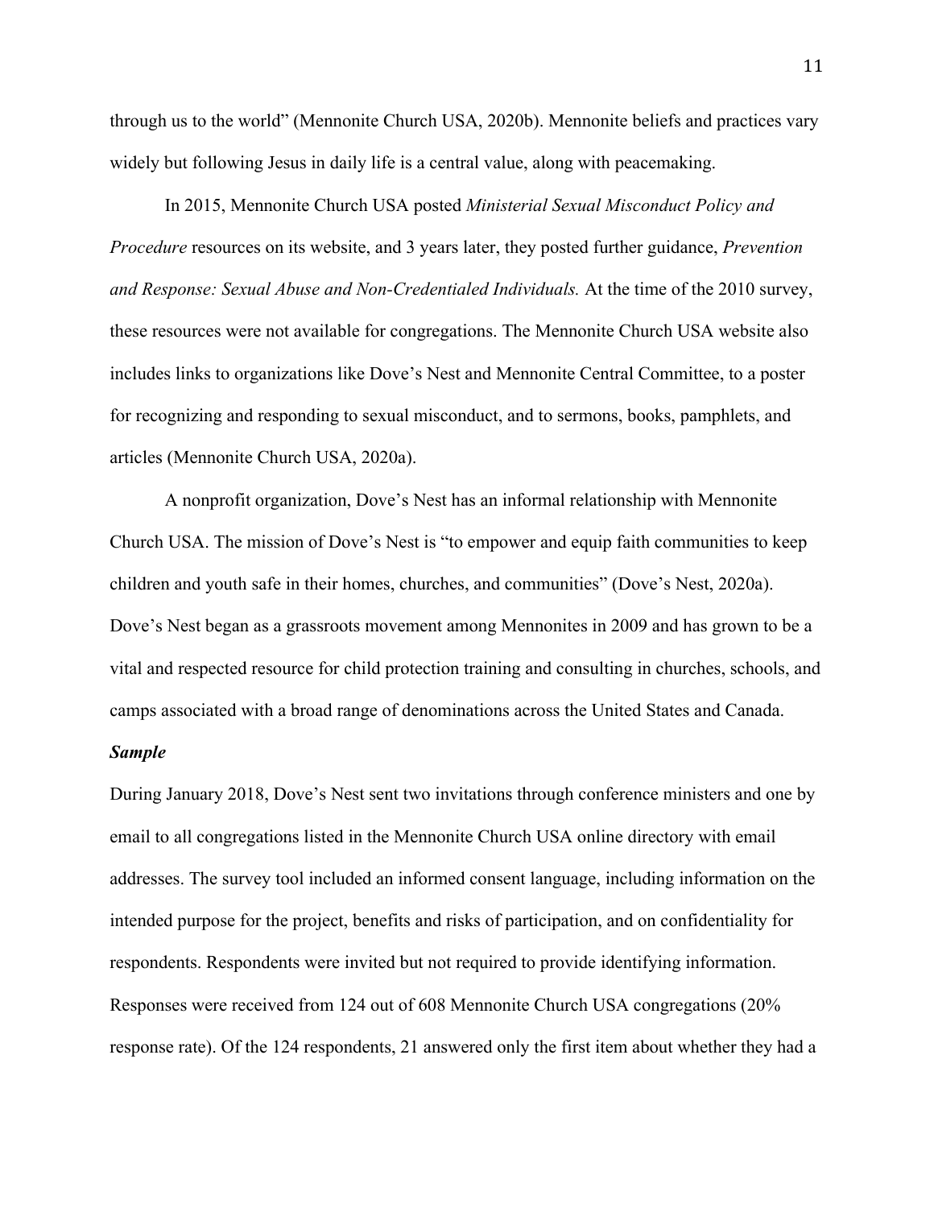through us to the world" (Mennonite Church USA, 2020b). Mennonite beliefs and practices vary widely but following Jesus in daily life is a central value, along with peacemaking.

In 2015, Mennonite Church USA posted *Ministerial Sexual Misconduct Policy and Procedure* resources on its website, and 3 years later, they posted further guidance, *Prevention and Response: Sexual Abuse and Non-Credentialed Individuals.* At the time of the 2010 survey, these resources were not available for congregations. The Mennonite Church USA website also includes links to organizations like Dove's Nest and Mennonite Central Committee, to a poster for recognizing and responding to sexual misconduct, and to sermons, books, pamphlets, and articles (Mennonite Church USA, 2020a).

A nonprofit organization, Dove's Nest has an informal relationship with Mennonite Church USA. The mission of Dove's Nest is "to empower and equip faith communities to keep children and youth safe in their homes, churches, and communities" (Dove's Nest, 2020a). Dove's Nest began as a grassroots movement among Mennonites in 2009 and has grown to be a vital and respected resource for child protection training and consulting in churches, schools, and camps associated with a broad range of denominations across the United States and Canada.

***Sample***

During January 2018, Dove's Nest sent two invitations through conference ministers and one by email to all congregations listed in the Mennonite Church USA online directory with email addresses. The survey tool included an informed consent language, including information on the intended purpose for the project, benefits and risks of participation, and on confidentiality for respondents. Respondents were invited but not required to provide identifying information. Responses were received from 124 out of 608 Mennonite Church USA congregations (20% response rate). Of the 124 respondents, 21 answered only the first item about whether they had a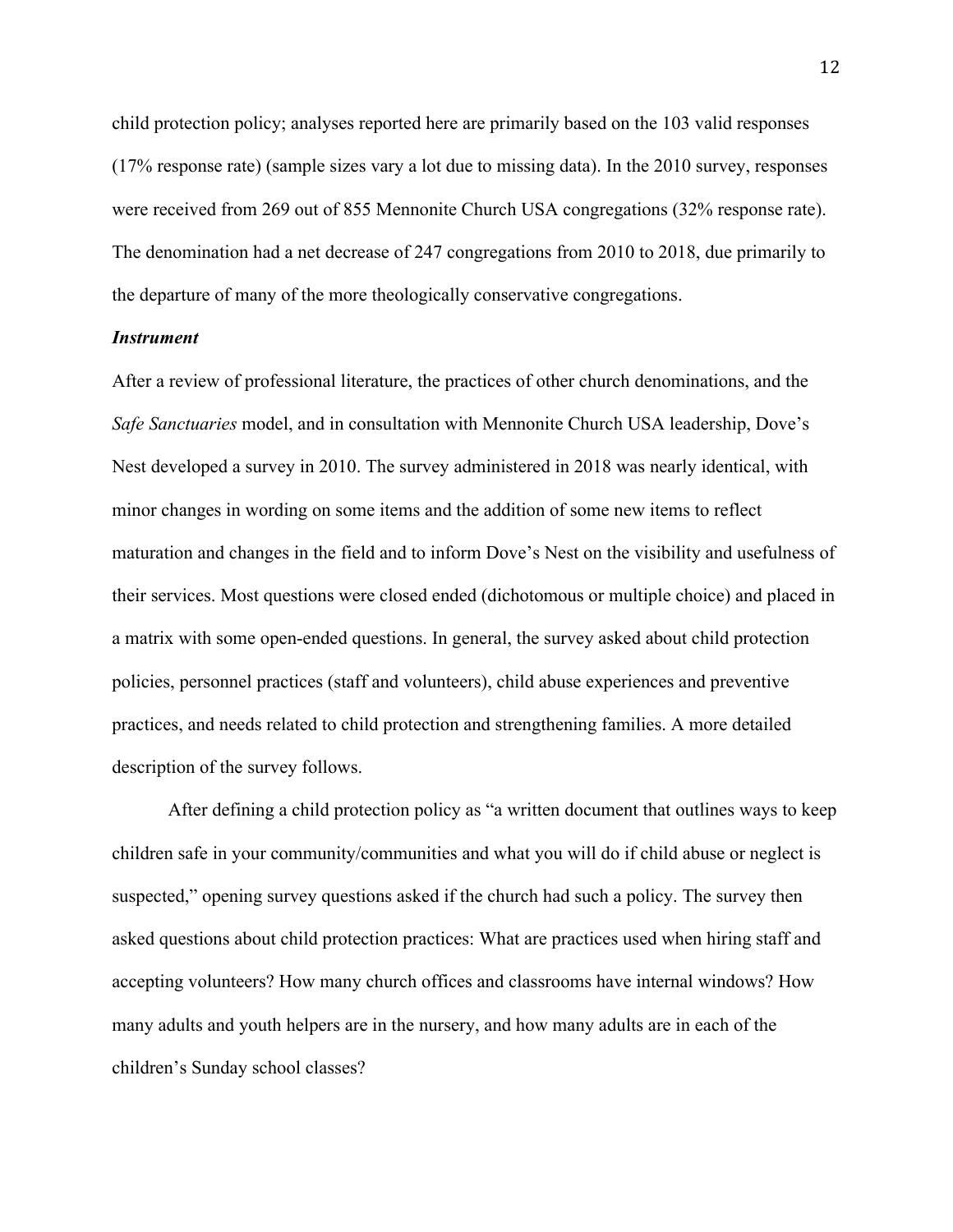child protection policy; analyses reported here are primarily based on the 103 valid responses (17% response rate) (sample sizes vary a lot due to missing data). In the 2010 survey, responses were received from 269 out of 855 Mennonite Church USA congregations (32% response rate). The denomination had a net decrease of 247 congregations from 2010 to 2018, due primarily to the departure of many of the more theologically conservative congregations.

### *Instrument*

After a review of professional literature, the practices of other church denominations, and the *Safe Sanctuaries* model, and in consultation with Mennonite Church USA leadership, Dove's Nest developed a survey in 2010. The survey administered in 2018 was nearly identical, with minor changes in wording on some items and the addition of some new items to reflect maturation and changes in the field and to inform Dove's Nest on the visibility and usefulness of their services. Most questions were closed ended (dichotomous or multiple choice) and placed in a matrix with some open-ended questions. In general, the survey asked about child protection policies, personnel practices (staff and volunteers), child abuse experiences and preventive practices, and needs related to child protection and strengthening families. A more detailed description of the survey follows.

After defining a child protection policy as "a written document that outlines ways to keep children safe in your community/communities and what you will do if child abuse or neglect is suspected," opening survey questions asked if the church had such a policy. The survey then asked questions about child protection practices: What are practices used when hiring staff and accepting volunteers? How many church offices and classrooms have internal windows? How many adults and youth helpers are in the nursery, and how many adults are in each of the children's Sunday school classes?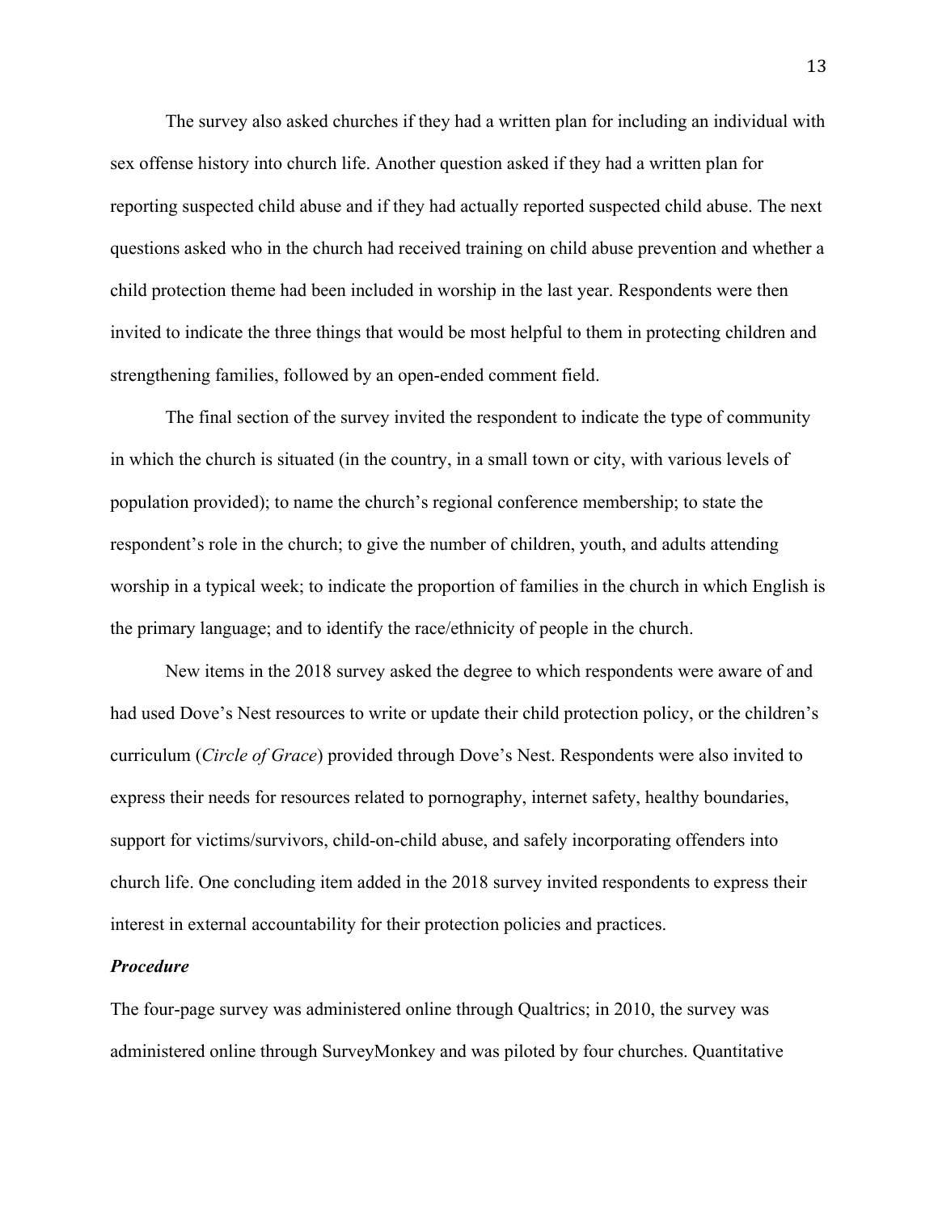The survey also asked churches if they had a written plan for including an individual with sex offense history into church life. Another question asked if they had a written plan for reporting suspected child abuse and if they had actually reported suspected child abuse. The next questions asked who in the church had received training on child abuse prevention and whether a child protection theme had been included in worship in the last year. Respondents were then invited to indicate the three things that would be most helpful to them in protecting children and strengthening families, followed by an open-ended comment field.

The final section of the survey invited the respondent to indicate the type of community in which the church is situated (in the country, in a small town or city, with various levels of population provided); to name the church's regional conference membership; to state the respondent's role in the church; to give the number of children, youth, and adults attending worship in a typical week; to indicate the proportion of families in the church in which English is the primary language; and to identify the race/ethnicity of people in the church.

New items in the 2018 survey asked the degree to which respondents were aware of and had used Dove's Nest resources to write or update their child protection policy, or the children's curriculum (*Circle of Grace*) provided through Dove's Nest. Respondents were also invited to express their needs for resources related to pornography, internet safety, healthy boundaries, support for victims/survivors, child-on-child abuse, and safely incorporating offenders into church life. One concluding item added in the 2018 survey invited respondents to express their interest in external accountability for their protection policies and practices.

***Procedure***

The four-page survey was administered online through Qualtrics; in 2010, the survey was administered online through SurveyMonkey and was piloted by four churches. Quantitative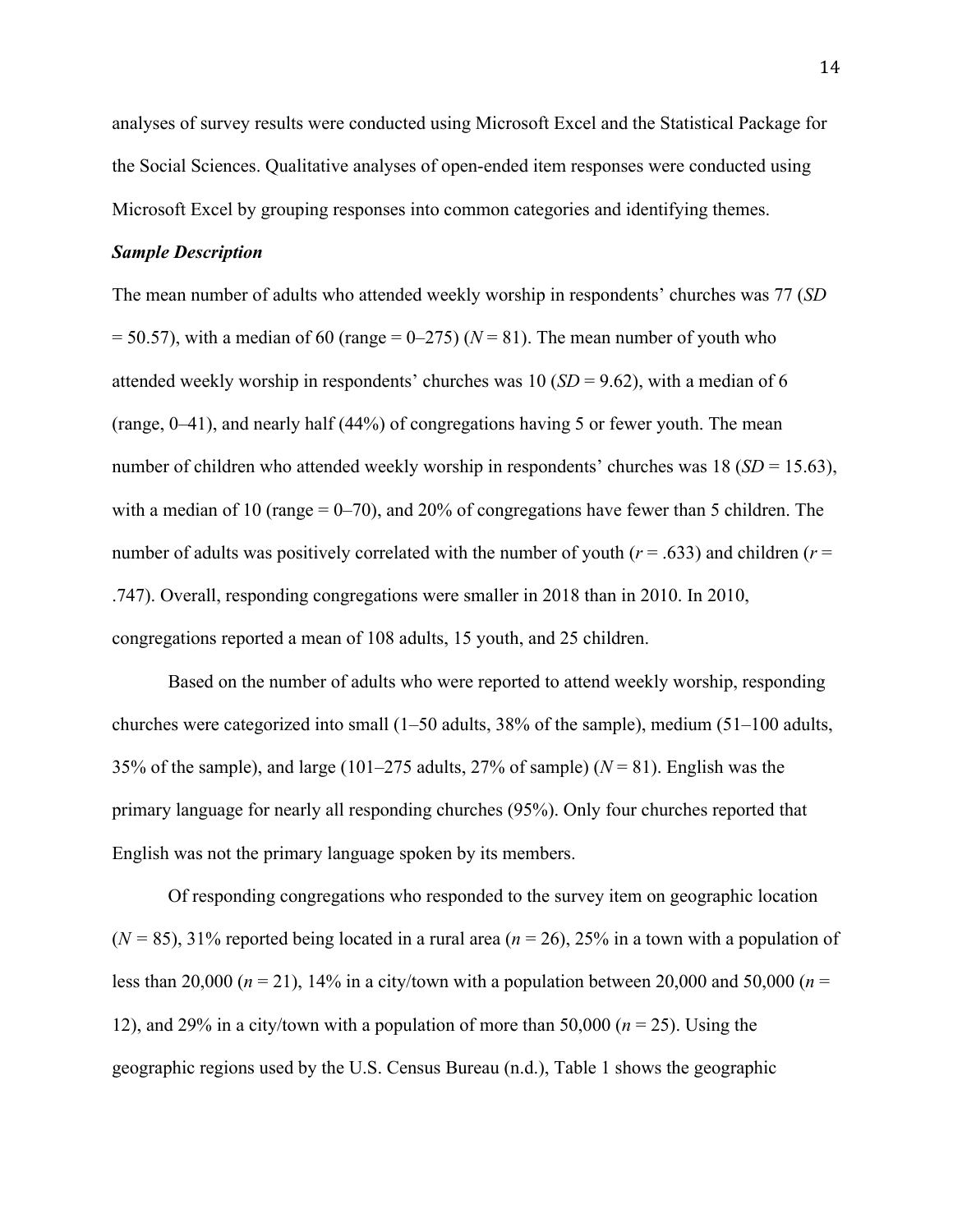analyses of survey results were conducted using Microsoft Excel and the Statistical Package for the Social Sciences. Qualitative analyses of open-ended item responses were conducted using Microsoft Excel by grouping responses into common categories and identifying themes.

***Sample Description***

The mean number of adults who attended weekly worship in respondents' churches was 77 ($SD$ = 50.57), with a median of 60 (range = 0–275) ($N$ = 81). The mean number of youth who attended weekly worship in respondents' churches was 10 ($SD$ = 9.62), with a median of 6 (range, 0–41), and nearly half (44%) of congregations having 5 or fewer youth. The mean number of children who attended weekly worship in respondents' churches was 18 ($SD$ = 15.63), with a median of 10 (range = 0–70), and 20% of congregations have fewer than 5 children. The number of adults was positively correlated with the number of youth ($r$ = .633) and children ($r$ = .747). Overall, responding congregations were smaller in 2018 than in 2010. In 2010, congregations reported a mean of 108 adults, 15 youth, and 25 children.

Based on the number of adults who were reported to attend weekly worship, responding churches were categorized into small (1–50 adults, 38% of the sample), medium (51–100 adults, 35% of the sample), and large (101–275 adults, 27% of sample) ($N$ = 81). English was the primary language for nearly all responding churches (95%). Only four churches reported that English was not the primary language spoken by its members.

Of responding congregations who responded to the survey item on geographic location ($N$ = 85), 31% reported being located in a rural area ($n$ = 26), 25% in a town with a population of less than 20,000 ($n$ = 21), 14% in a city/town with a population between 20,000 and 50,000 ($n$ = 12), and 29% in a city/town with a population of more than 50,000 ($n$ = 25). Using the geographic regions used by the U.S. Census Bureau (n.d.), Table 1 shows the geographic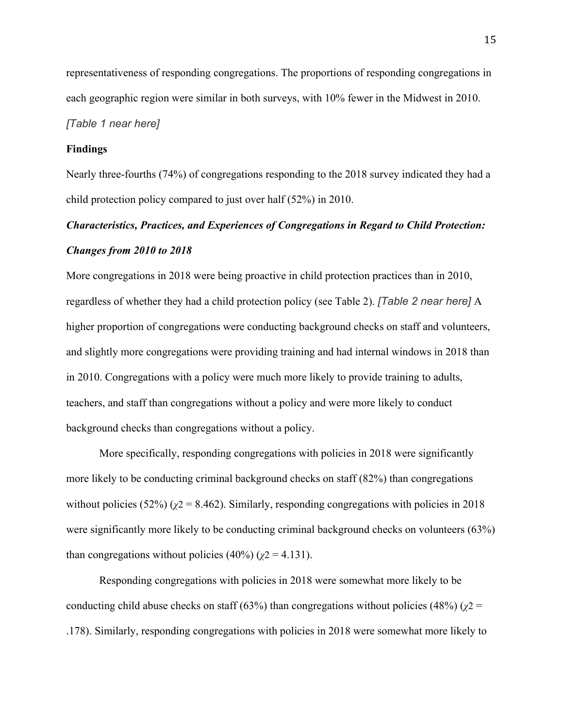representativeness of responding congregations. The proportions of responding congregations in each geographic region were similar in both surveys, with 10% fewer in the Midwest in 2010.

*[Table 1 near here]*

**Findings**

Nearly three-fourths (74%) of congregations responding to the 2018 survey indicated they had a child protection policy compared to just over half (52%) in 2010.

***Characteristics, Practices, and Experiences of Congregations in Regard to Child Protection: Changes from 2010 to 2018***

More congregations in 2018 were being proactive in child protection practices than in 2010, regardless of whether they had a child protection policy (see Table 2). *[Table 2 near here]* A higher proportion of congregations were conducting background checks on staff and volunteers, and slightly more congregations were providing training and had internal windows in 2018 than in 2010. Congregations with a policy were much more likely to provide training to adults, teachers, and staff than congregations without a policy and were more likely to conduct background checks than congregations without a policy.

More specifically, responding congregations with policies in 2018 were significantly more likely to be conducting criminal background checks on staff (82%) than congregations without policies (52%) ($\chi 2$ = 8.462). Similarly, responding congregations with policies in 2018 were significantly more likely to be conducting criminal background checks on volunteers (63%) than congregations without policies (40%) ($\chi 2$ = 4.131).

Responding congregations with policies in 2018 were somewhat more likely to be conducting child abuse checks on staff (63%) than congregations without policies (48%) ($\chi 2$ = .178). Similarly, responding congregations with policies in 2018 were somewhat more likely to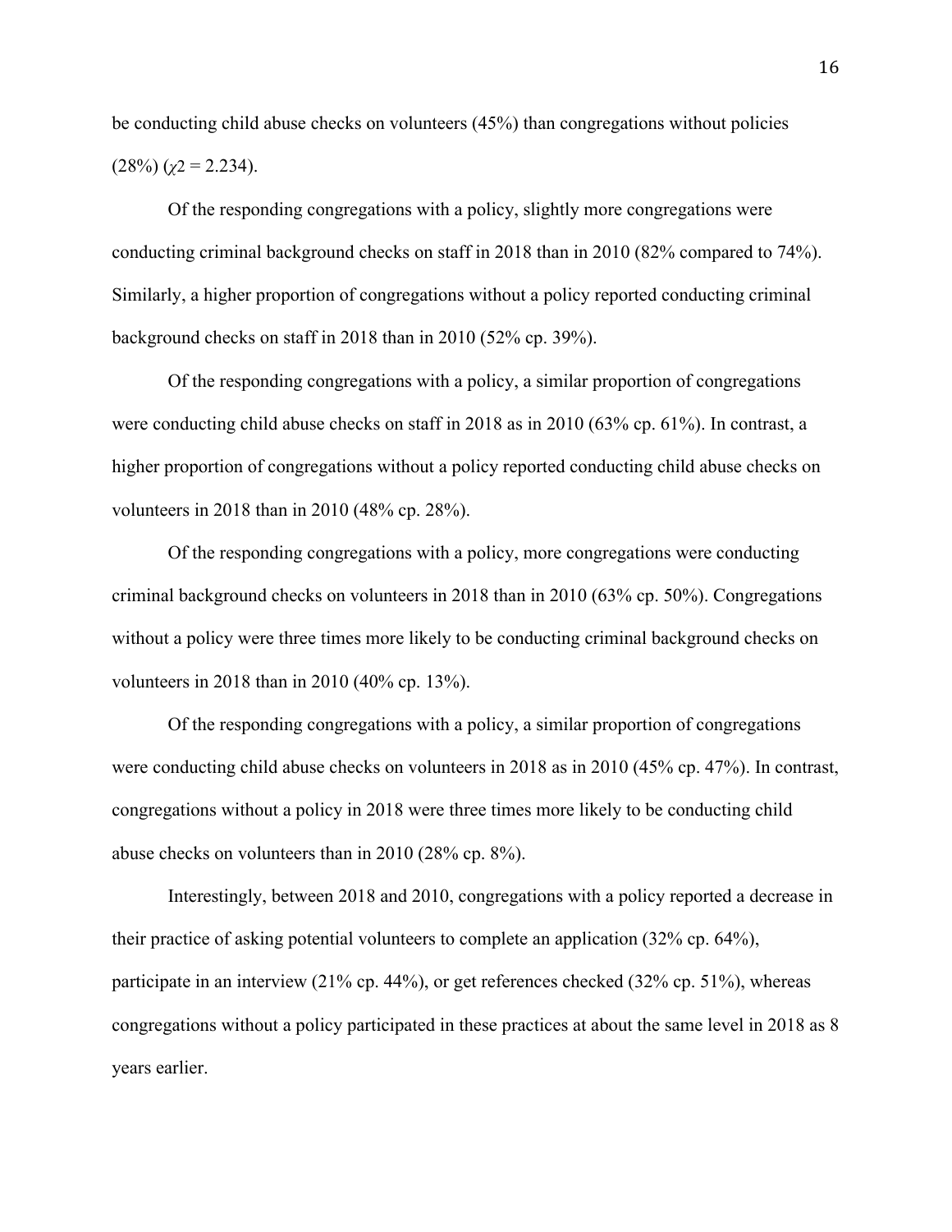be conducting child abuse checks on volunteers (45%) than congregations without policies (28%) ($\chi 2 = 2.234$).

Of the responding congregations with a policy, slightly more congregations were conducting criminal background checks on staff in 2018 than in 2010 (82% compared to 74%). Similarly, a higher proportion of congregations without a policy reported conducting criminal background checks on staff in 2018 than in 2010 (52% cp. 39%).

Of the responding congregations with a policy, a similar proportion of congregations were conducting child abuse checks on staff in 2018 as in 2010 (63% cp. 61%). In contrast, a higher proportion of congregations without a policy reported conducting child abuse checks on volunteers in 2018 than in 2010 (48% cp. 28%).

Of the responding congregations with a policy, more congregations were conducting criminal background checks on volunteers in 2018 than in 2010 (63% cp. 50%). Congregations without a policy were three times more likely to be conducting criminal background checks on volunteers in 2018 than in 2010 (40% cp. 13%).

Of the responding congregations with a policy, a similar proportion of congregations were conducting child abuse checks on volunteers in 2018 as in 2010 (45% cp. 47%). In contrast, congregations without a policy in 2018 were three times more likely to be conducting child abuse checks on volunteers than in 2010 (28% cp. 8%).

Interestingly, between 2018 and 2010, congregations with a policy reported a decrease in their practice of asking potential volunteers to complete an application (32% cp. 64%), participate in an interview (21% cp. 44%), or get references checked (32% cp. 51%), whereas congregations without a policy participated in these practices at about the same level in 2018 as 8 years earlier.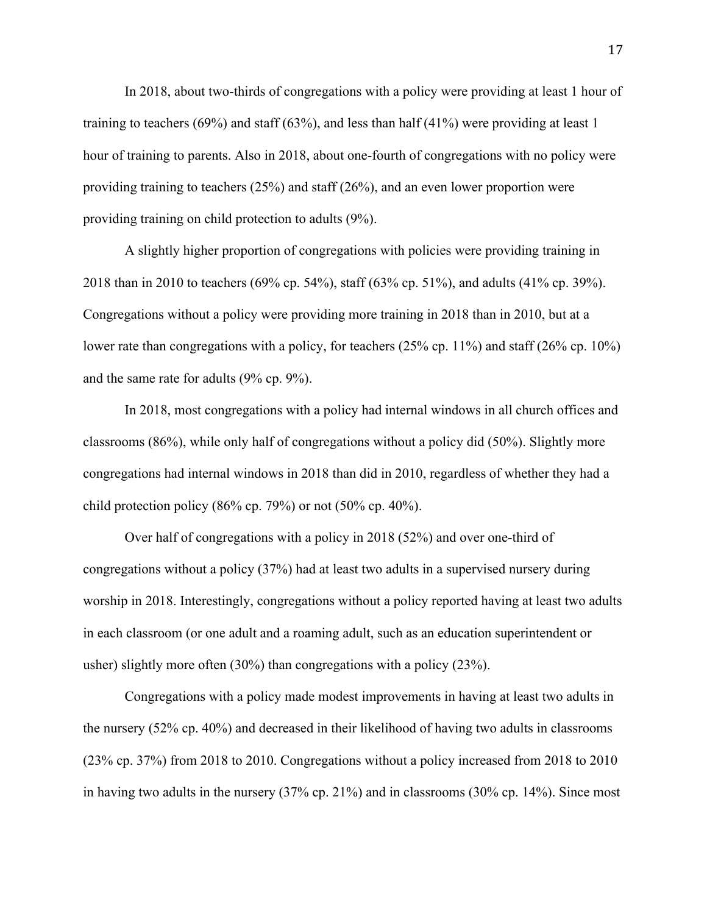In 2018, about two-thirds of congregations with a policy were providing at least 1 hour of training to teachers (69%) and staff (63%), and less than half (41%) were providing at least 1 hour of training to parents. Also in 2018, about one-fourth of congregations with no policy were providing training to teachers (25%) and staff (26%), and an even lower proportion were providing training on child protection to adults (9%).

A slightly higher proportion of congregations with policies were providing training in 2018 than in 2010 to teachers (69% cp. 54%), staff (63% cp. 51%), and adults (41% cp. 39%). Congregations without a policy were providing more training in 2018 than in 2010, but at a lower rate than congregations with a policy, for teachers (25% cp. 11%) and staff (26% cp. 10%) and the same rate for adults (9% cp. 9%).

In 2018, most congregations with a policy had internal windows in all church offices and classrooms (86%), while only half of congregations without a policy did (50%). Slightly more congregations had internal windows in 2018 than did in 2010, regardless of whether they had a child protection policy (86% cp. 79%) or not (50% cp. 40%).

Over half of congregations with a policy in 2018 (52%) and over one-third of congregations without a policy (37%) had at least two adults in a supervised nursery during worship in 2018. Interestingly, congregations without a policy reported having at least two adults in each classroom (or one adult and a roaming adult, such as an education superintendent or usher) slightly more often (30%) than congregations with a policy (23%).

Congregations with a policy made modest improvements in having at least two adults in the nursery (52% cp. 40%) and decreased in their likelihood of having two adults in classrooms (23% cp. 37%) from 2018 to 2010. Congregations without a policy increased from 2018 to 2010 in having two adults in the nursery (37% cp. 21%) and in classrooms (30% cp. 14%). Since most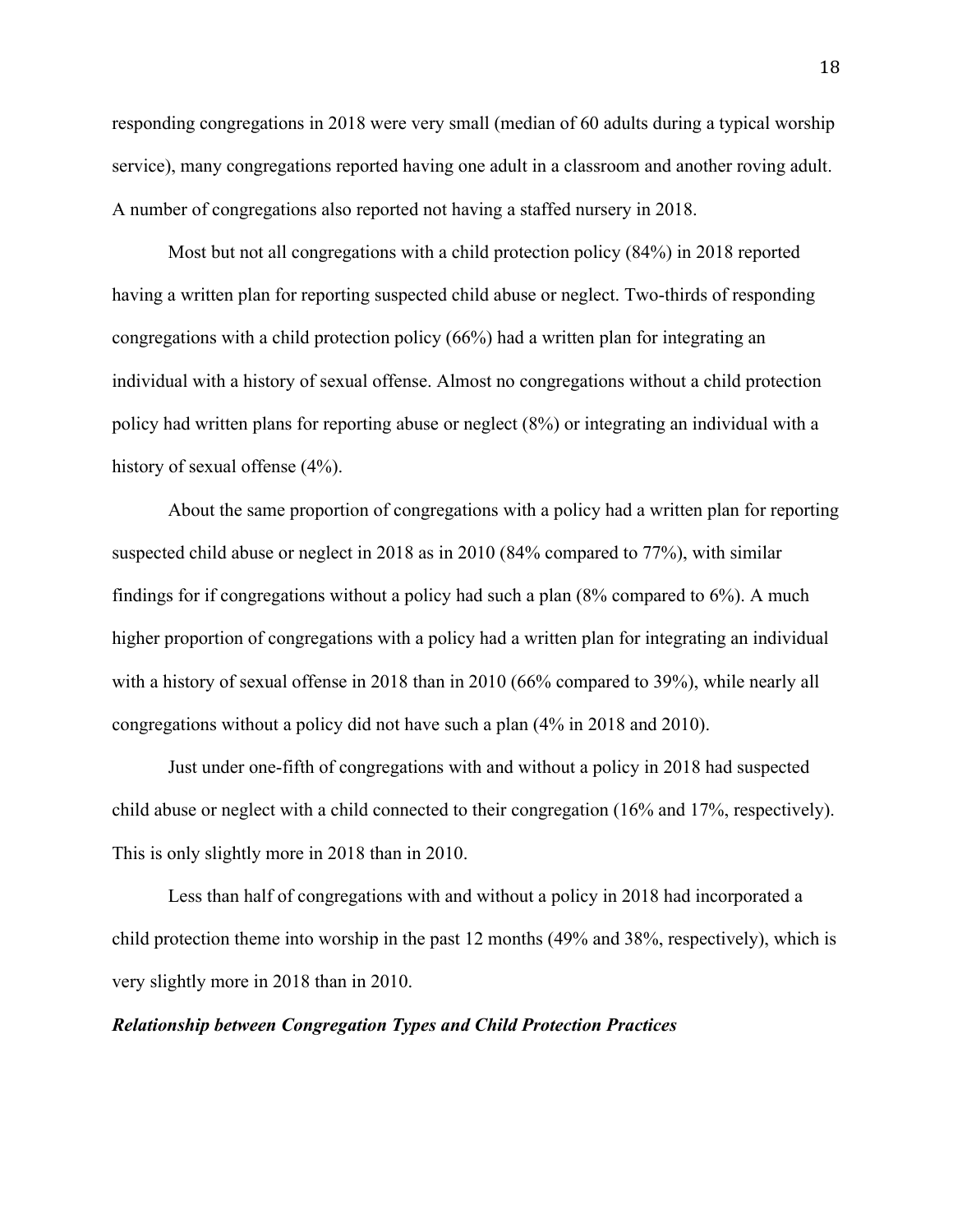responding congregations in 2018 were very small (median of 60 adults during a typical worship service), many congregations reported having one adult in a classroom and another roving adult. A number of congregations also reported not having a staffed nursery in 2018.

Most but not all congregations with a child protection policy (84%) in 2018 reported having a written plan for reporting suspected child abuse or neglect. Two-thirds of responding congregations with a child protection policy (66%) had a written plan for integrating an individual with a history of sexual offense. Almost no congregations without a child protection policy had written plans for reporting abuse or neglect (8%) or integrating an individual with a history of sexual offense (4%).

About the same proportion of congregations with a policy had a written plan for reporting suspected child abuse or neglect in 2018 as in 2010 (84% compared to 77%), with similar findings for if congregations without a policy had such a plan (8% compared to 6%). A much higher proportion of congregations with a policy had a written plan for integrating an individual with a history of sexual offense in 2018 than in 2010 (66% compared to 39%), while nearly all congregations without a policy did not have such a plan (4% in 2018 and 2010).

Just under one-fifth of congregations with and without a policy in 2018 had suspected child abuse or neglect with a child connected to their congregation (16% and 17%, respectively). This is only slightly more in 2018 than in 2010.

Less than half of congregations with and without a policy in 2018 had incorporated a child protection theme into worship in the past 12 months (49% and 38%, respectively), which is very slightly more in 2018 than in 2010.

***Relationship between Congregation Types and Child Protection Practices***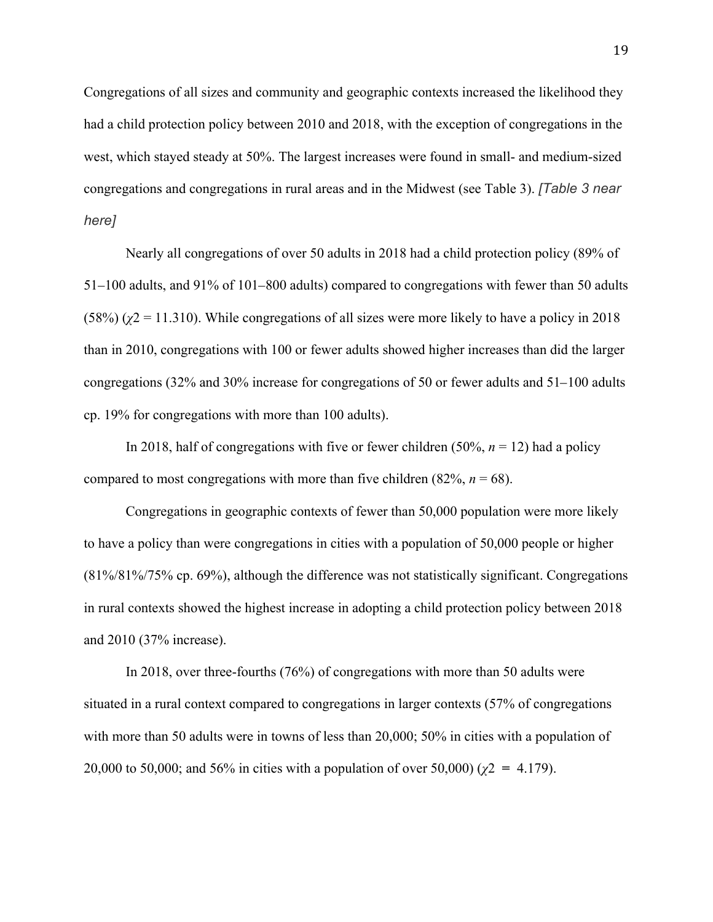Congregations of all sizes and community and geographic contexts increased the likelihood they had a child protection policy between 2010 and 2018, with the exception of congregations in the west, which stayed steady at 50%. The largest increases were found in small- and medium-sized congregations and congregations in rural areas and in the Midwest (see Table 3). *[Table 3 near here]*

Nearly all congregations of over 50 adults in 2018 had a child protection policy (89% of 51–100 adults, and 91% of 101–800 adults) compared to congregations with fewer than 50 adults (58%) ($\chi 2 = 11.310$). While congregations of all sizes were more likely to have a policy in 2018 than in 2010, congregations with 100 or fewer adults showed higher increases than did the larger congregations (32% and 30% increase for congregations of 50 or fewer adults and 51–100 adults cp. 19% for congregations with more than 100 adults).

In 2018, half of congregations with five or fewer children (50%, $n = 12$) had a policy compared to most congregations with more than five children (82%, $n = 68$).

Congregations in geographic contexts of fewer than 50,000 population were more likely to have a policy than were congregations in cities with a population of 50,000 people or higher (81%/81%/75% cp. 69%), although the difference was not statistically significant. Congregations in rural contexts showed the highest increase in adopting a child protection policy between 2018 and 2010 (37% increase).

In 2018, over three-fourths (76%) of congregations with more than 50 adults were situated in a rural context compared to congregations in larger contexts (57% of congregations with more than 50 adults were in towns of less than 20,000; 50% in cities with a population of 20,000 to 50,000; and 56% in cities with a population of over 50,000) ($\chi 2 = 4.179$).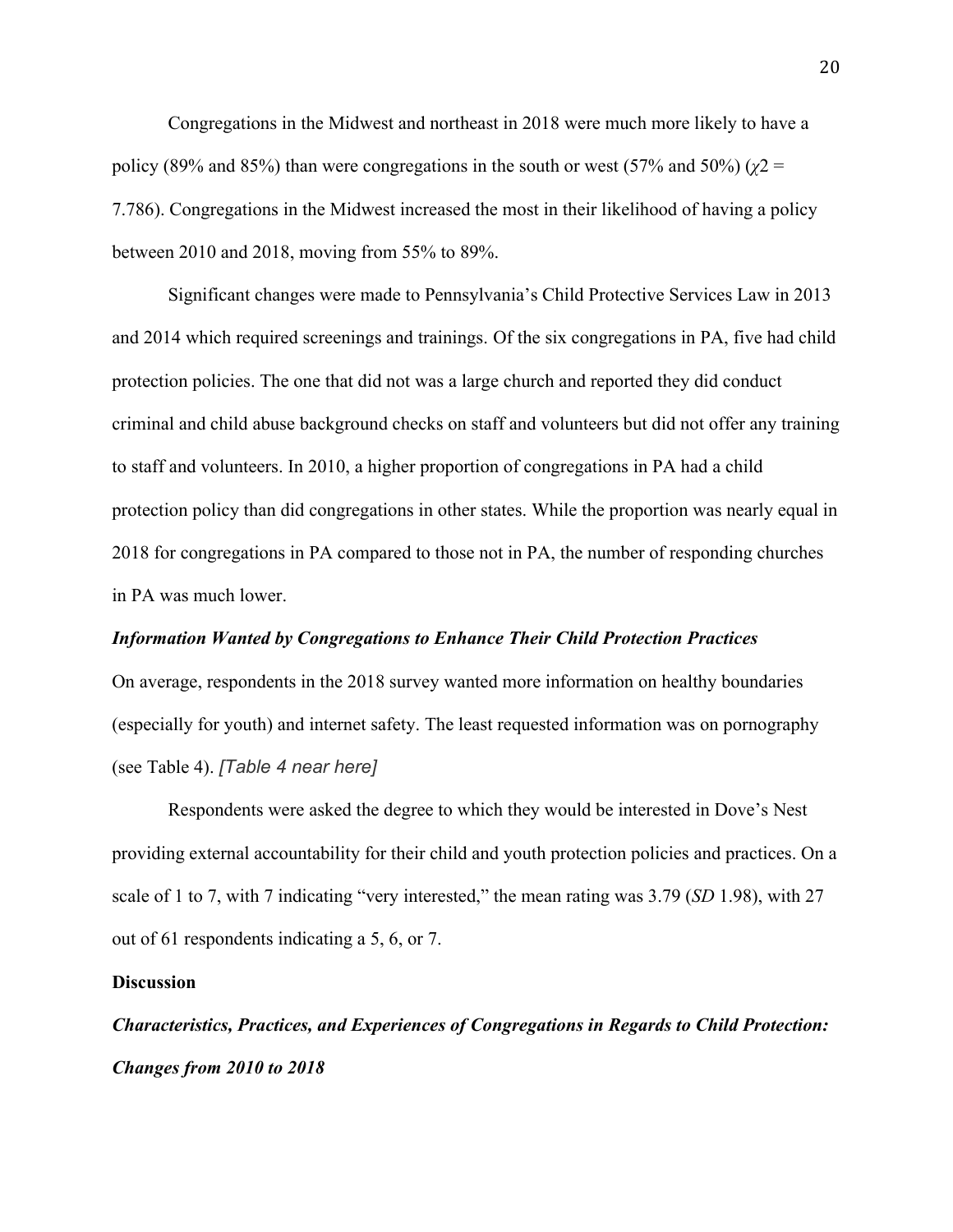Congregations in the Midwest and northeast in 2018 were much more likely to have a policy (89% and 85%) than were congregations in the south or west (57% and 50%) ($\chi2$ = 7.786). Congregations in the Midwest increased the most in their likelihood of having a policy between 2010 and 2018, moving from 55% to 89%.

Significant changes were made to Pennsylvania's Child Protective Services Law in 2013 and 2014 which required screenings and trainings. Of the six congregations in PA, five had child protection policies. The one that did not was a large church and reported they did conduct criminal and child abuse background checks on staff and volunteers but did not offer any training to staff and volunteers. In 2010, a higher proportion of congregations in PA had a child protection policy than did congregations in other states. While the proportion was nearly equal in 2018 for congregations in PA compared to those not in PA, the number of responding churches in PA was much lower.

***Information Wanted by Congregations to Enhance Their Child Protection Practices***

On average, respondents in the 2018 survey wanted more information on healthy boundaries (especially for youth) and internet safety. The least requested information was on pornography (see Table 4). *[Table 4 near here]*

Respondents were asked the degree to which they would be interested in Dove's Nest providing external accountability for their child and youth protection policies and practices. On a scale of 1 to 7, with 7 indicating "very interested," the mean rating was 3.79 (*SD* 1.98), with 27 out of 61 respondents indicating a 5, 6, or 7.

**Discussion**

***Characteristics, Practices, and Experiences of Congregations in Regards to Child Protection: Changes from 2010 to 2018***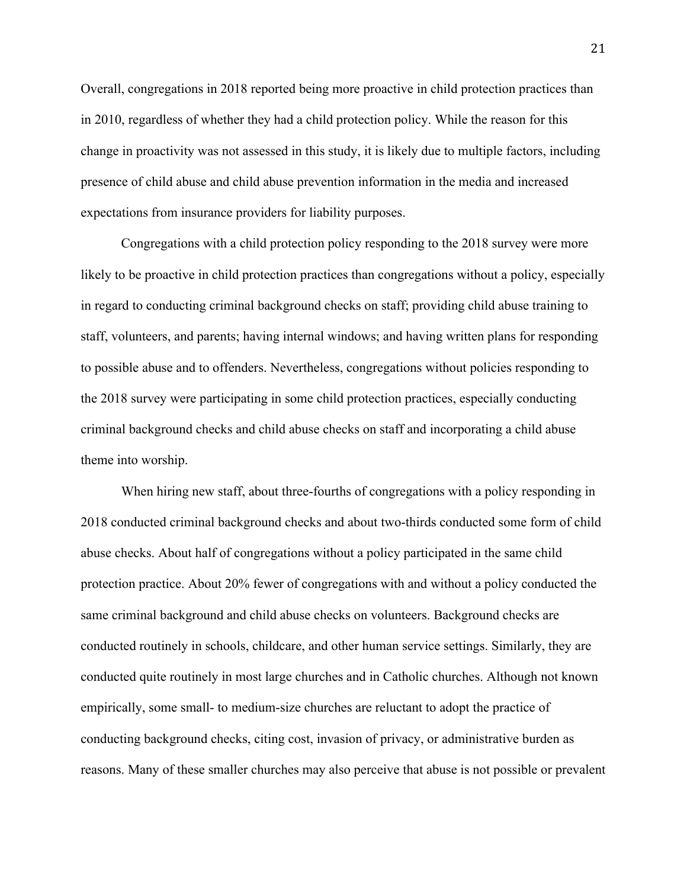Overall, congregations in 2018 reported being more proactive in child protection practices than in 2010, regardless of whether they had a child protection policy. While the reason for this change in proactivity was not assessed in this study, it is likely due to multiple factors, including presence of child abuse and child abuse prevention information in the media and increased expectations from insurance providers for liability purposes.

Congregations with a child protection policy responding to the 2018 survey were more likely to be proactive in child protection practices than congregations without a policy, especially in regard to conducting criminal background checks on staff; providing child abuse training to staff, volunteers, and parents; having internal windows; and having written plans for responding to possible abuse and to offenders. Nevertheless, congregations without policies responding to the 2018 survey were participating in some child protection practices, especially conducting criminal background checks and child abuse checks on staff and incorporating a child abuse theme into worship.

When hiring new staff, about three-fourths of congregations with a policy responding in 2018 conducted criminal background checks and about two-thirds conducted some form of child abuse checks. About half of congregations without a policy participated in the same child protection practice. About 20% fewer of congregations with and without a policy conducted the same criminal background and child abuse checks on volunteers. Background checks are conducted routinely in schools, childcare, and other human service settings. Similarly, they are conducted quite routinely in most large churches and in Catholic churches. Although not known empirically, some small- to medium-size churches are reluctant to adopt the practice of conducting background checks, citing cost, invasion of privacy, or administrative burden as reasons. Many of these smaller churches may also perceive that abuse is not possible or prevalent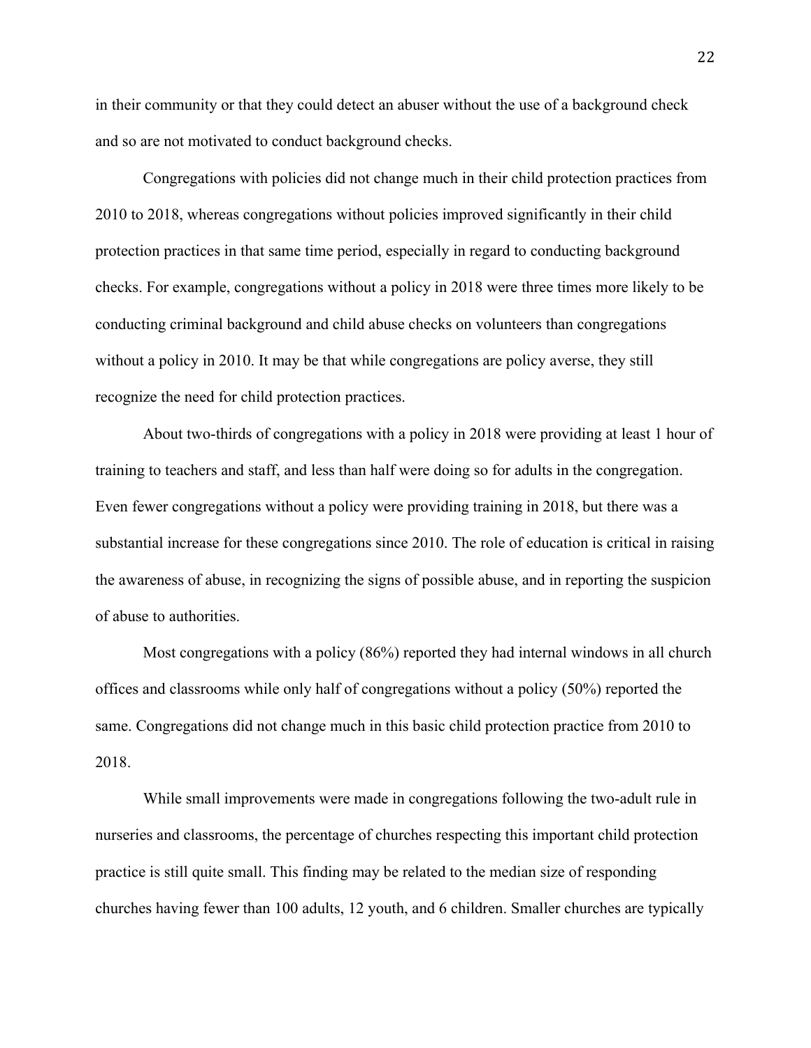in their community or that they could detect an abuser without the use of a background check and so are not motivated to conduct background checks.

Congregations with policies did not change much in their child protection practices from 2010 to 2018, whereas congregations without policies improved significantly in their child protection practices in that same time period, especially in regard to conducting background checks. For example, congregations without a policy in 2018 were three times more likely to be conducting criminal background and child abuse checks on volunteers than congregations without a policy in 2010. It may be that while congregations are policy averse, they still recognize the need for child protection practices.

About two-thirds of congregations with a policy in 2018 were providing at least 1 hour of training to teachers and staff, and less than half were doing so for adults in the congregation. Even fewer congregations without a policy were providing training in 2018, but there was a substantial increase for these congregations since 2010. The role of education is critical in raising the awareness of abuse, in recognizing the signs of possible abuse, and in reporting the suspicion of abuse to authorities.

Most congregations with a policy (86%) reported they had internal windows in all church offices and classrooms while only half of congregations without a policy (50%) reported the same. Congregations did not change much in this basic child protection practice from 2010 to 2018.

While small improvements were made in congregations following the two-adult rule in nurseries and classrooms, the percentage of churches respecting this important child protection practice is still quite small. This finding may be related to the median size of responding churches having fewer than 100 adults, 12 youth, and 6 children. Smaller churches are typically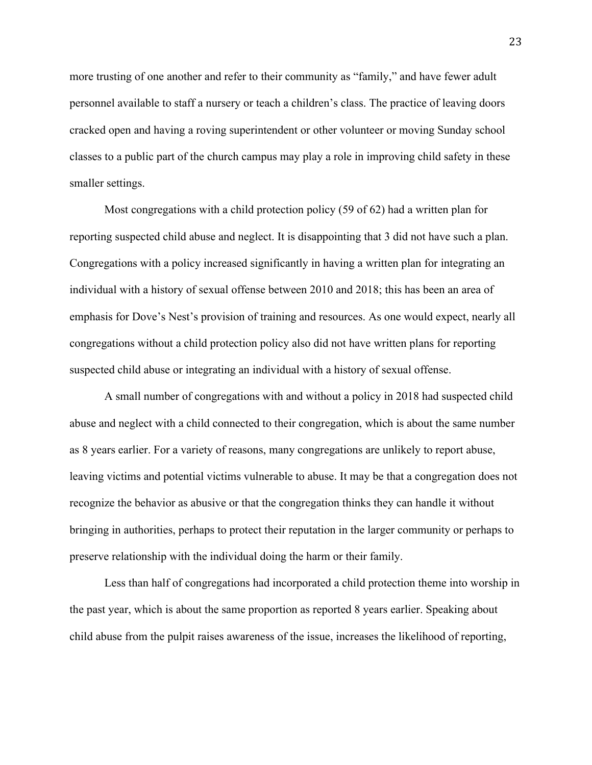more trusting of one another and refer to their community as "family," and have fewer adult personnel available to staff a nursery or teach a children's class. The practice of leaving doors cracked open and having a roving superintendent or other volunteer or moving Sunday school classes to a public part of the church campus may play a role in improving child safety in these smaller settings.

Most congregations with a child protection policy (59 of 62) had a written plan for reporting suspected child abuse and neglect. It is disappointing that 3 did not have such a plan. Congregations with a policy increased significantly in having a written plan for integrating an individual with a history of sexual offense between 2010 and 2018; this has been an area of emphasis for Dove's Nest's provision of training and resources. As one would expect, nearly all congregations without a child protection policy also did not have written plans for reporting suspected child abuse or integrating an individual with a history of sexual offense.

A small number of congregations with and without a policy in 2018 had suspected child abuse and neglect with a child connected to their congregation, which is about the same number as 8 years earlier. For a variety of reasons, many congregations are unlikely to report abuse, leaving victims and potential victims vulnerable to abuse. It may be that a congregation does not recognize the behavior as abusive or that the congregation thinks they can handle it without bringing in authorities, perhaps to protect their reputation in the larger community or perhaps to preserve relationship with the individual doing the harm or their family.

Less than half of congregations had incorporated a child protection theme into worship in the past year, which is about the same proportion as reported 8 years earlier. Speaking about child abuse from the pulpit raises awareness of the issue, increases the likelihood of reporting,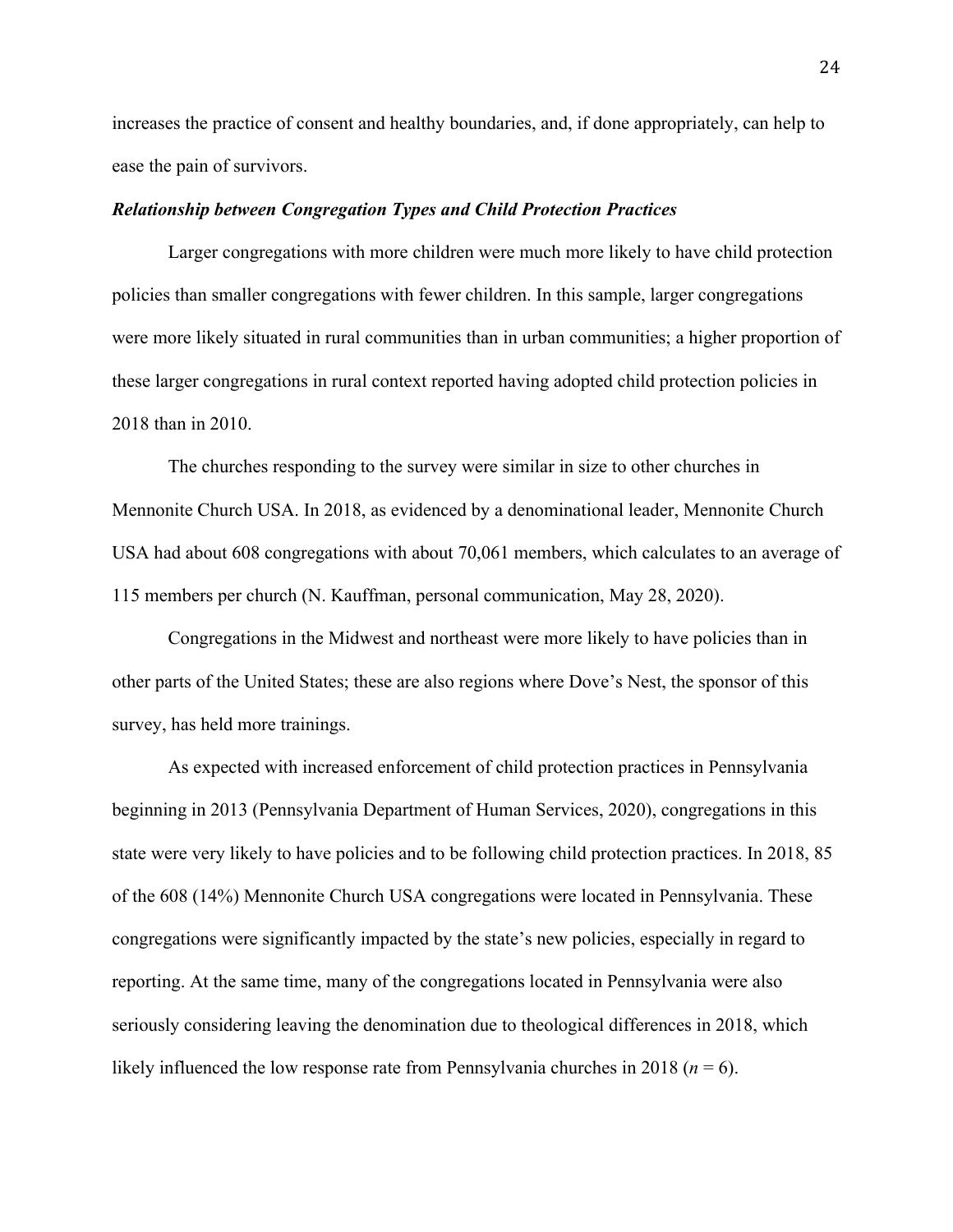increases the practice of consent and healthy boundaries, and, if done appropriately, can help to ease the pain of survivors.

***Relationship between Congregation Types and Child Protection Practices***

Larger congregations with more children were much more likely to have child protection policies than smaller congregations with fewer children. In this sample, larger congregations were more likely situated in rural communities than in urban communities; a higher proportion of these larger congregations in rural context reported having adopted child protection policies in 2018 than in 2010.

The churches responding to the survey were similar in size to other churches in Mennonite Church USA. In 2018, as evidenced by a denominational leader, Mennonite Church USA had about 608 congregations with about 70,061 members, which calculates to an average of 115 members per church (N. Kauffman, personal communication, May 28, 2020).

Congregations in the Midwest and northeast were more likely to have policies than in other parts of the United States; these are also regions where Dove's Nest, the sponsor of this survey, has held more trainings.

As expected with increased enforcement of child protection practices in Pennsylvania beginning in 2013 (Pennsylvania Department of Human Services, 2020), congregations in this state were very likely to have policies and to be following child protection practices. In 2018, 85 of the 608 (14%) Mennonite Church USA congregations were located in Pennsylvania. These congregations were significantly impacted by the state's new policies, especially in regard to reporting. At the same time, many of the congregations located in Pennsylvania were also seriously considering leaving the denomination due to theological differences in 2018, which likely influenced the low response rate from Pennsylvania churches in 2018 ($n = 6$).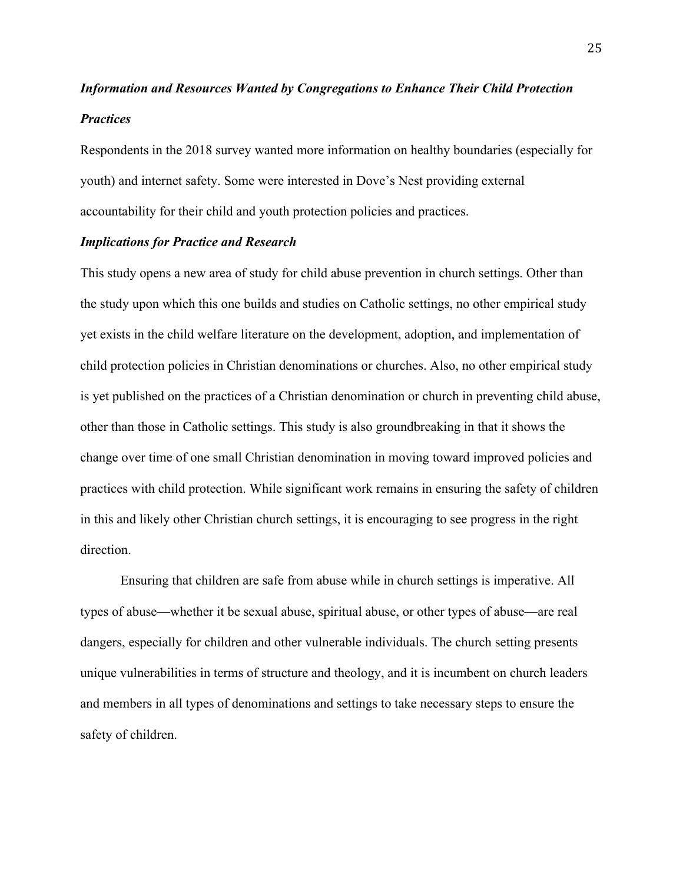### *Information and Resources Wanted by Congregations to Enhance Their Child Protection Practices*

Respondents in the 2018 survey wanted more information on healthy boundaries (especially for youth) and internet safety. Some were interested in Dove's Nest providing external accountability for their child and youth protection policies and practices.

### *Implications for Practice and Research*

This study opens a new area of study for child abuse prevention in church settings. Other than the study upon which this one builds and studies on Catholic settings, no other empirical study yet exists in the child welfare literature on the development, adoption, and implementation of child protection policies in Christian denominations or churches. Also, no other empirical study is yet published on the practices of a Christian denomination or church in preventing child abuse, other than those in Catholic settings. This study is also groundbreaking in that it shows the change over time of one small Christian denomination in moving toward improved policies and practices with child protection. While significant work remains in ensuring the safety of children in this and likely other Christian church settings, it is encouraging to see progress in the right direction.

Ensuring that children are safe from abuse while in church settings is imperative. All types of abuse—whether it be sexual abuse, spiritual abuse, or other types of abuse—are real dangers, especially for children and other vulnerable individuals. The church setting presents unique vulnerabilities in terms of structure and theology, and it is incumbent on church leaders and members in all types of denominations and settings to take necessary steps to ensure the safety of children.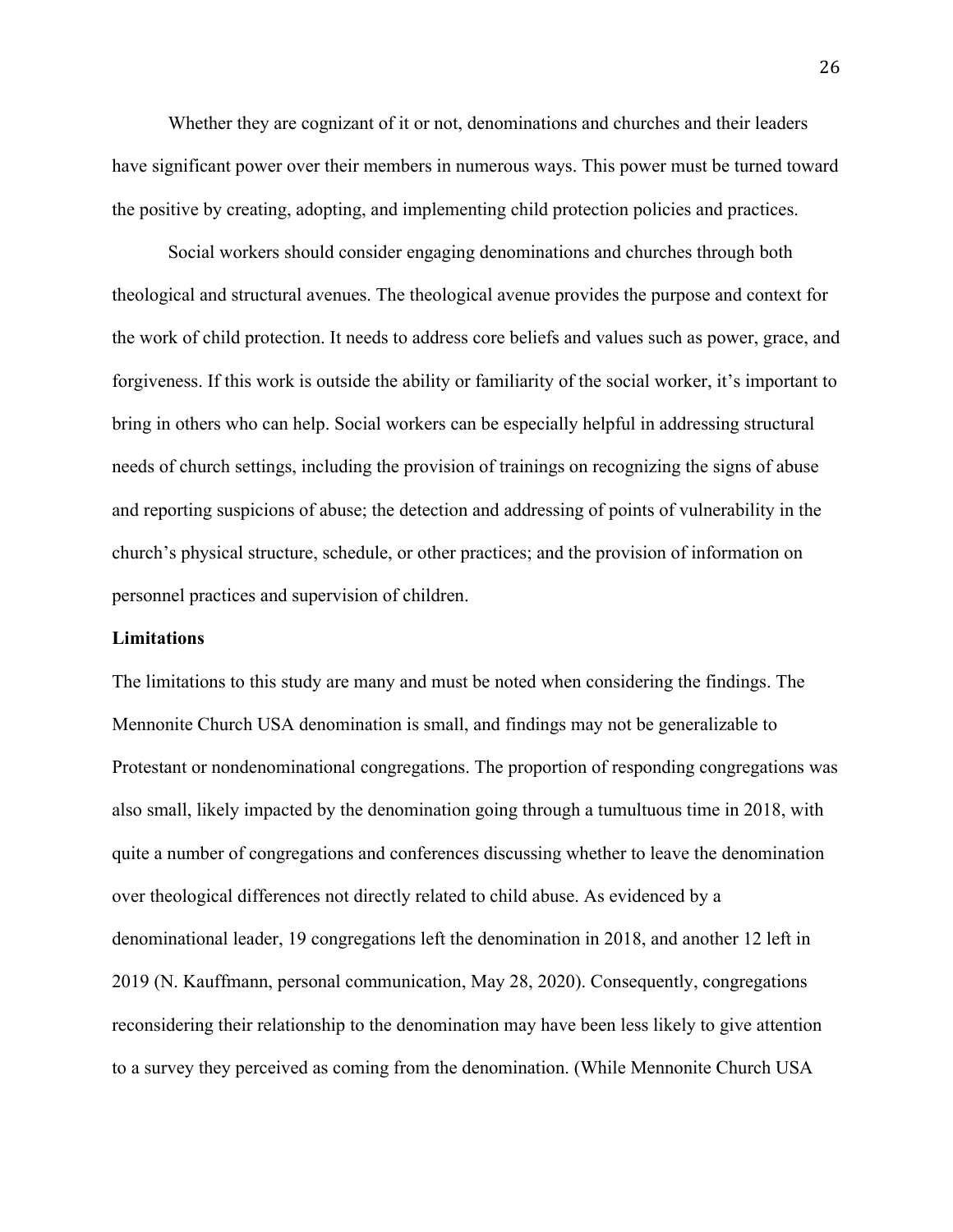Whether they are cognizant of it or not, denominations and churches and their leaders have significant power over their members in numerous ways. This power must be turned toward the positive by creating, adopting, and implementing child protection policies and practices.

Social workers should consider engaging denominations and churches through both theological and structural avenues. The theological avenue provides the purpose and context for the work of child protection. It needs to address core beliefs and values such as power, grace, and forgiveness. If this work is outside the ability or familiarity of the social worker, it's important to bring in others who can help. Social workers can be especially helpful in addressing structural needs of church settings, including the provision of trainings on recognizing the signs of abuse and reporting suspicions of abuse; the detection and addressing of points of vulnerability in the church's physical structure, schedule, or other practices; and the provision of information on personnel practices and supervision of children.

**Limitations**

The limitations to this study are many and must be noted when considering the findings. The Mennonite Church USA denomination is small, and findings may not be generalizable to Protestant or nondenominational congregations. The proportion of responding congregations was also small, likely impacted by the denomination going through a tumultuous time in 2018, with quite a number of congregations and conferences discussing whether to leave the denomination over theological differences not directly related to child abuse. As evidenced by a denominational leader, 19 congregations left the denomination in 2018, and another 12 left in 2019 (N. Kauffmann, personal communication, May 28, 2020). Consequently, congregations reconsidering their relationship to the denomination may have been less likely to give attention to a survey they perceived as coming from the denomination. (While Mennonite Church USA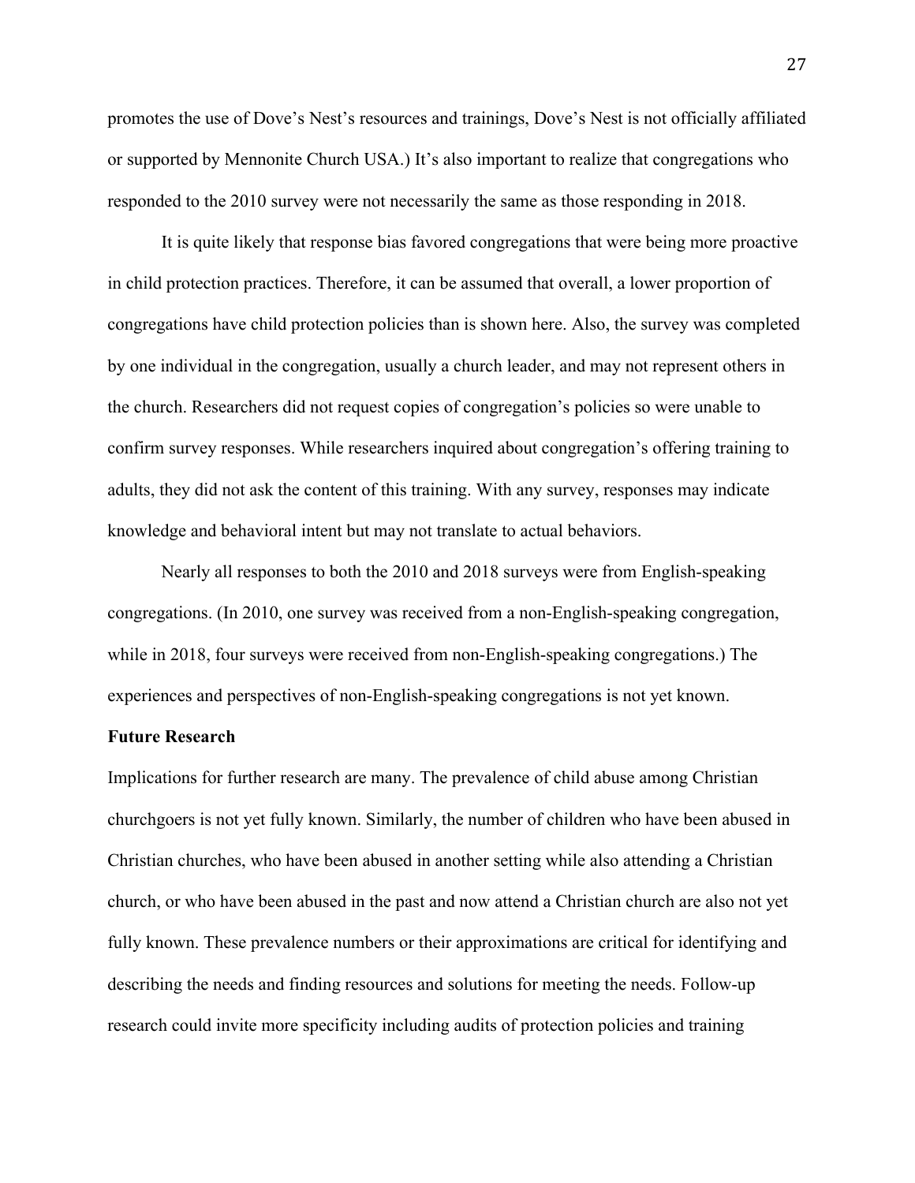promotes the use of Dove's Nest's resources and trainings, Dove's Nest is not officially affiliated or supported by Mennonite Church USA.) It's also important to realize that congregations who responded to the 2010 survey were not necessarily the same as those responding in 2018.

It is quite likely that response bias favored congregations that were being more proactive in child protection practices. Therefore, it can be assumed that overall, a lower proportion of congregations have child protection policies than is shown here. Also, the survey was completed by one individual in the congregation, usually a church leader, and may not represent others in the church. Researchers did not request copies of congregation's policies so were unable to confirm survey responses. While researchers inquired about congregation's offering training to adults, they did not ask the content of this training. With any survey, responses may indicate knowledge and behavioral intent but may not translate to actual behaviors.

Nearly all responses to both the 2010 and 2018 surveys were from English-speaking congregations. (In 2010, one survey was received from a non-English-speaking congregation, while in 2018, four surveys were received from non-English-speaking congregations.) The experiences and perspectives of non-English-speaking congregations is not yet known.

**Future Research**

Implications for further research are many. The prevalence of child abuse among Christian churchgoers is not yet fully known. Similarly, the number of children who have been abused in Christian churches, who have been abused in another setting while also attending a Christian church, or who have been abused in the past and now attend a Christian church are also not yet fully known. These prevalence numbers or their approximations are critical for identifying and describing the needs and finding resources and solutions for meeting the needs. Follow-up research could invite more specificity including audits of protection policies and training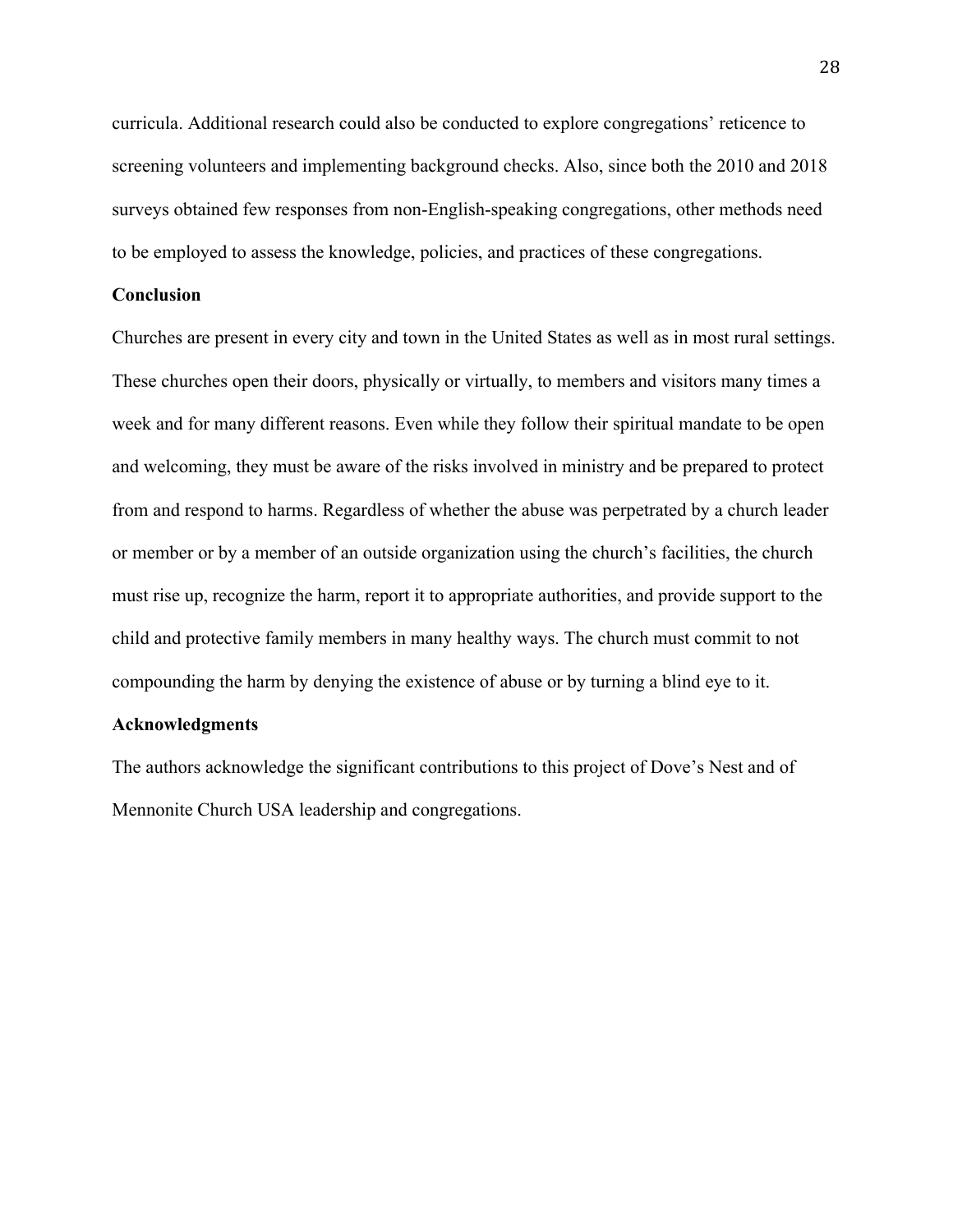curricula. Additional research could also be conducted to explore congregations' reticence to screening volunteers and implementing background checks. Also, since both the 2010 and 2018 surveys obtained few responses from non-English-speaking congregations, other methods need to be employed to assess the knowledge, policies, and practices of these congregations.

## Conclusion

Churches are present in every city and town in the United States as well as in most rural settings. These churches open their doors, physically or virtually, to members and visitors many times a week and for many different reasons. Even while they follow their spiritual mandate to be open and welcoming, they must be aware of the risks involved in ministry and be prepared to protect from and respond to harms. Regardless of whether the abuse was perpetrated by a church leader or member or by a member of an outside organization using the church's facilities, the church must rise up, recognize the harm, report it to appropriate authorities, and provide support to the child and protective family members in many healthy ways. The church must commit to not compounding the harm by denying the existence of abuse or by turning a blind eye to it.

## Acknowledgments

The authors acknowledge the significant contributions to this project of Dove's Nest and of Mennonite Church USA leadership and congregations.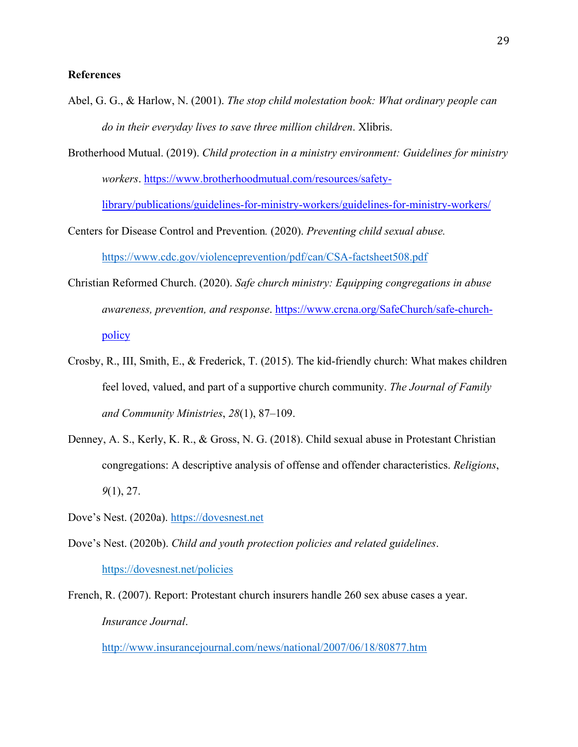**References**

Abel, G. G., & Harlow, N. (2001). *The stop child molestation book: What ordinary people can do in their everyday lives to save three million children*. Xlibris.

Brotherhood Mutual. (2019). *Child protection in a ministry environment: Guidelines for ministry workers*. https://www.brotherhoodmutual.com/resources/safety-library/publications/guidelines-for-ministry-workers/guidelines-for-ministry-workers/

Centers for Disease Control and Prevention. (2020). *Preventing child sexual abuse.* https://www.cdc.gov/violenceprevention/pdf/can/CSA-factsheet508.pdf

Christian Reformed Church. (2020). *Safe church ministry: Equipping congregations in abuse awareness, prevention, and response*. https://www.crcna.org/SafeChurch/safe-church-policy

Crosby, R., III, Smith, E., & Frederick, T. (2015). The kid-friendly church: What makes children feel loved, valued, and part of a supportive church community. *The Journal of Family and Community Ministries*, *28*(1), 87–109.

Denney, A. S., Kerly, K. R., & Gross, N. G. (2018). Child sexual abuse in Protestant Christian congregations: A descriptive analysis of offense and offender characteristics. *Religions*, *9*(1), 27.

Dove's Nest. (2020a). https://dovesnest.net

Dove's Nest. (2020b). *Child and youth protection policies and related guidelines*. https://dovesnest.net/policies

French, R. (2007). Report: Protestant church insurers handle 260 sex abuse cases a year. *Insurance Journal*. http://www.insurancejournal.com/news/national/2007/06/18/80877.htm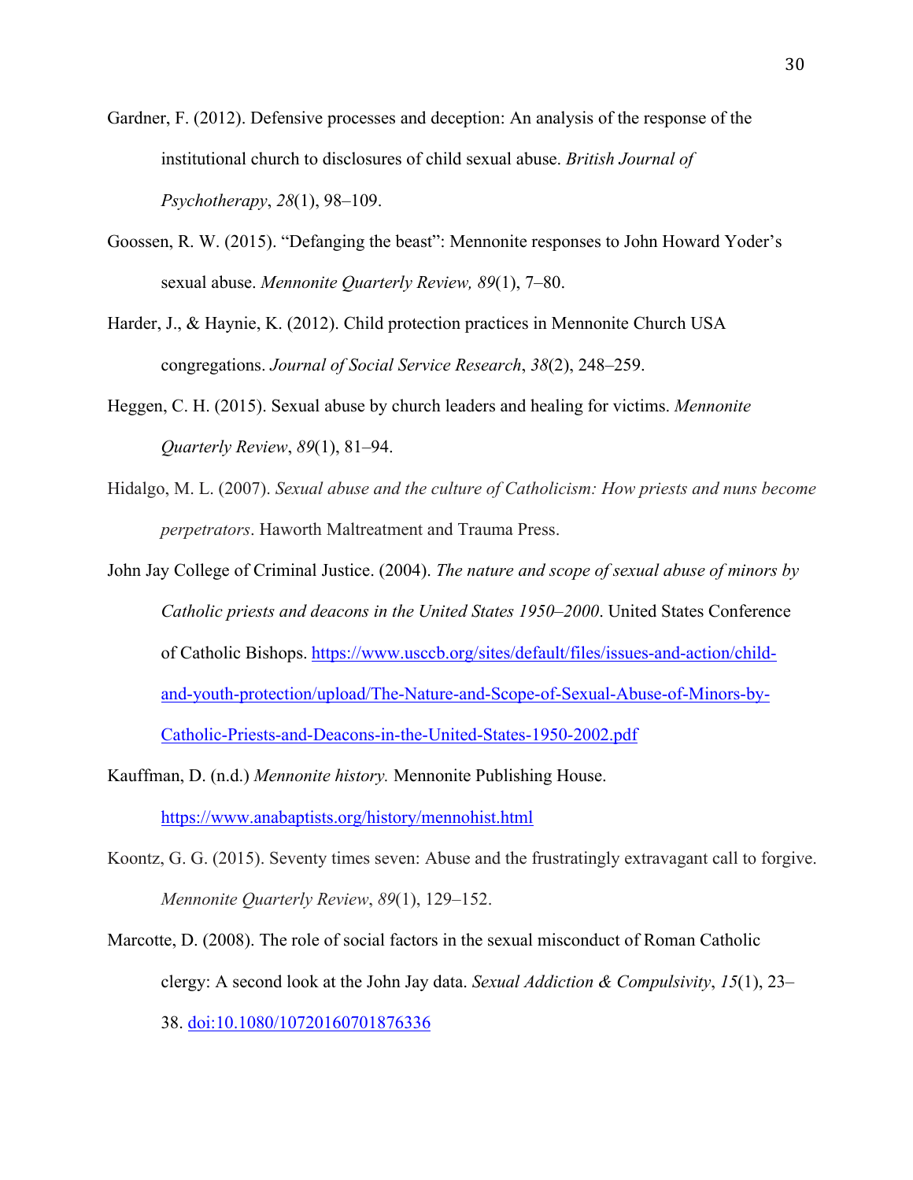Gardner, F. (2012). Defensive processes and deception: An analysis of the response of the institutional church to disclosures of child sexual abuse. *British Journal of Psychotherapy*, *28*(1), 98–109.

Goossen, R. W. (2015). "Defanging the beast": Mennonite responses to John Howard Yoder's sexual abuse. *Mennonite Quarterly Review, 89*(1), 7–80.

Harder, J., & Haynie, K. (2012). Child protection practices in Mennonite Church USA congregations. *Journal of Social Service Research*, *38*(2), 248–259.

Heggen, C. H. (2015). Sexual abuse by church leaders and healing for victims. *Mennonite Quarterly Review*, *89*(1), 81–94.

Hidalgo, M. L. (2007). *Sexual abuse and the culture of Catholicism: How priests and nuns become perpetrators*. Haworth Maltreatment and Trauma Press.

John Jay College of Criminal Justice. (2004). *The nature and scope of sexual abuse of minors by Catholic priests and deacons in the United States 1950–2000*. United States Conference of Catholic Bishops. https://www.usccb.org/sites/default/files/issues-and-action/child-and-youth-protection/upload/The-Nature-and-Scope-of-Sexual-Abuse-of-Minors-by-Catholic-Priests-and-Deacons-in-the-United-States-1950-2002.pdf

Kauffman, D. (n.d.) *Mennonite history.* Mennonite Publishing House. https://www.anabaptists.org/history/mennohist.html

Koontz, G. G. (2015). Seventy times seven: Abuse and the frustratingly extravagant call to forgive. *Mennonite Quarterly Review*, *89*(1), 129–152.

Marcotte, D. (2008). The role of social factors in the sexual misconduct of Roman Catholic clergy: A second look at the John Jay data. *Sexual Addiction & Compulsivity*, *15*(1), 23–38. doi:10.1080/10720160701876336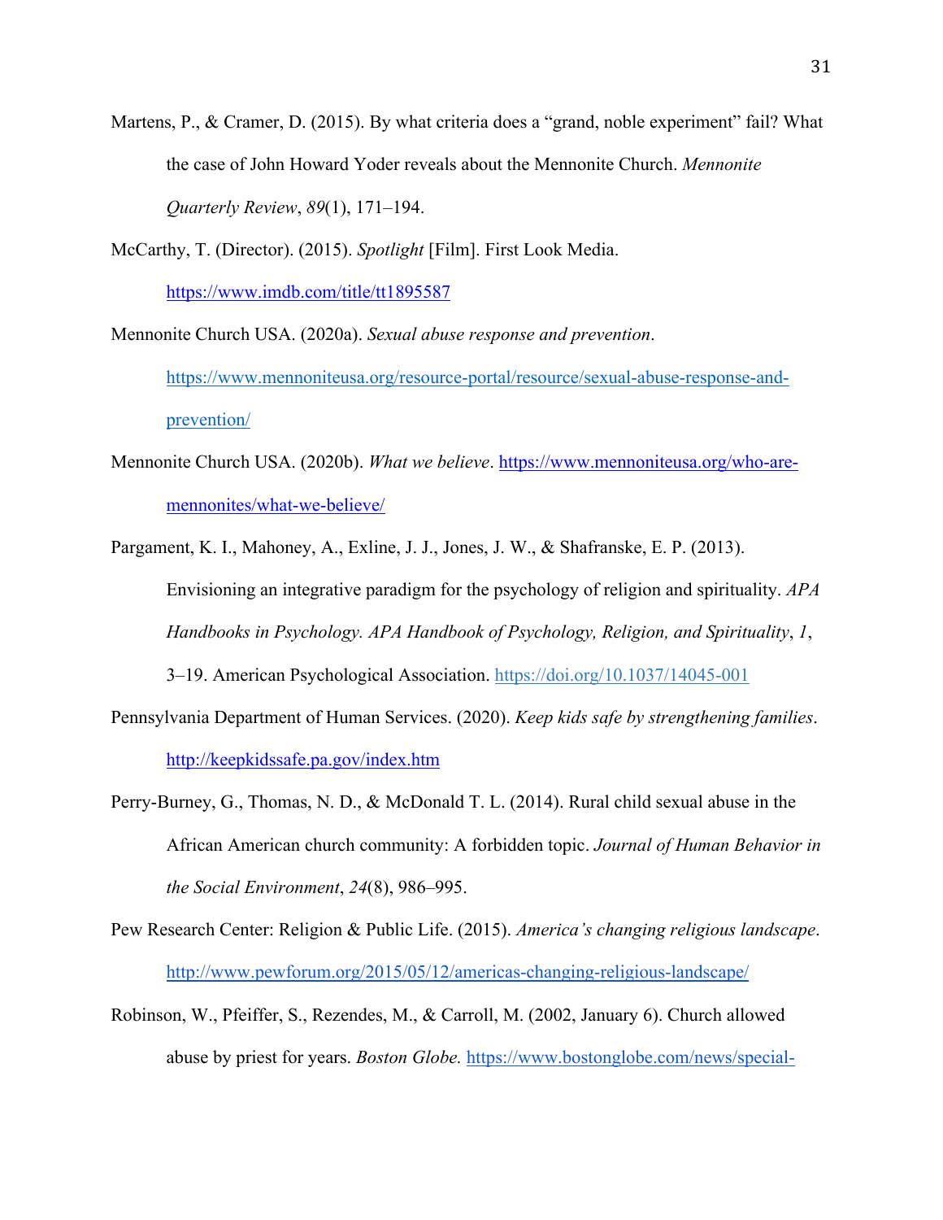Martens, P., & Cramer, D. (2015). By what criteria does a "grand, noble experiment" fail? What the case of John Howard Yoder reveals about the Mennonite Church. *Mennonite Quarterly Review*, *89*(1), 171–194.

McCarthy, T. (Director). (2015). *Spotlight* [Film]. First Look Media. https://www.imdb.com/title/tt1895587

Mennonite Church USA. (2020a). *Sexual abuse response and prevention*. https://www.mennoniteusa.org/resource-portal/resource/sexual-abuse-response-and-prevention/

Mennonite Church USA. (2020b). *What we believe*. https://www.mennoniteusa.org/who-are-mennonites/what-we-believe/

Pargament, K. I., Mahoney, A., Exline, J. J., Jones, J. W., & Shafranske, E. P. (2013). Envisioning an integrative paradigm for the psychology of religion and spirituality. *APA Handbooks in Psychology. APA Handbook of Psychology, Religion, and Spirituality*, *1*, 3–19. American Psychological Association. https://doi.org/10.1037/14045-001

Pennsylvania Department of Human Services. (2020). *Keep kids safe by strengthening families*. http://keepkidssafe.pa.gov/index.htm

Perry-Burney, G., Thomas, N. D., & McDonald T. L. (2014). Rural child sexual abuse in the African American church community: A forbidden topic. *Journal of Human Behavior in the Social Environment*, *24*(8), 986–995.

Pew Research Center: Religion & Public Life. (2015). *America's changing religious landscape*. http://www.pewforum.org/2015/05/12/americas-changing-religious-landscape/

Robinson, W., Pfeiffer, S., Rezendes, M., & Carroll, M. (2002, January 6). Church allowed abuse by priest for years. *Boston Globe.* https://www.bostonglobe.com/news/special-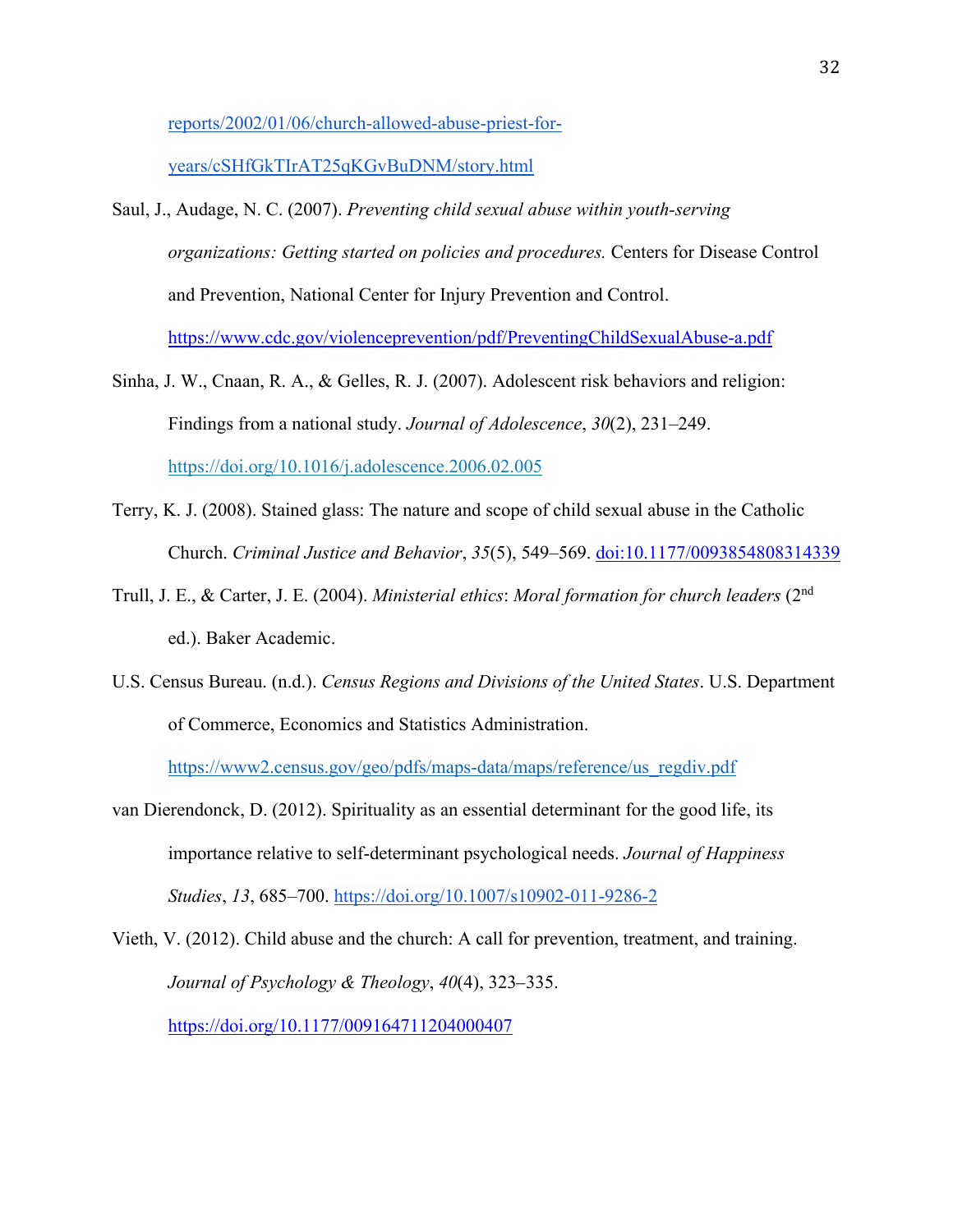reports/2002/01/06/church-allowed-abuse-priest-for-years/cSHfGkTIrAT25qKGvBuDNM/story.html

Saul, J., Audage, N. C. (2007). *Preventing child sexual abuse within youth-serving organizations: Getting started on policies and procedures.* Centers for Disease Control and Prevention, National Center for Injury Prevention and Control. https://www.cdc.gov/violenceprevention/pdf/PreventingChildSexualAbuse-a.pdf

Sinha, J. W., Cnaan, R. A., & Gelles, R. J. (2007). Adolescent risk behaviors and religion: Findings from a national study. *Journal of Adolescence*, *30*(2), 231–249. https://doi.org/10.1016/j.adolescence.2006.02.005

Terry, K. J. (2008). Stained glass: The nature and scope of child sexual abuse in the Catholic Church. *Criminal Justice and Behavior*, *35*(5), 549–569. doi:10.1177/0093854808314339

Trull, J. E., & Carter, J. E. (2004). *Ministerial ethics*: *Moral formation for church leaders* (2nd ed.). Baker Academic.

U.S. Census Bureau. (n.d.). *Census Regions and Divisions of the United States*. U.S. Department of Commerce, Economics and Statistics Administration. https://www2.census.gov/geo/pdfs/maps-data/maps/reference/us_regdiv.pdf

van Dierendonck, D. (2012). Spirituality as an essential determinant for the good life, its importance relative to self-determinant psychological needs. *Journal of Happiness Studies*, *13*, 685–700. https://doi.org/10.1007/s10902-011-9286-2

Vieth, V. (2012). Child abuse and the church: A call for prevention, treatment, and training. *Journal of Psychology & Theology*, *40*(4), 323–335. https://doi.org/10.1177/009164711204000407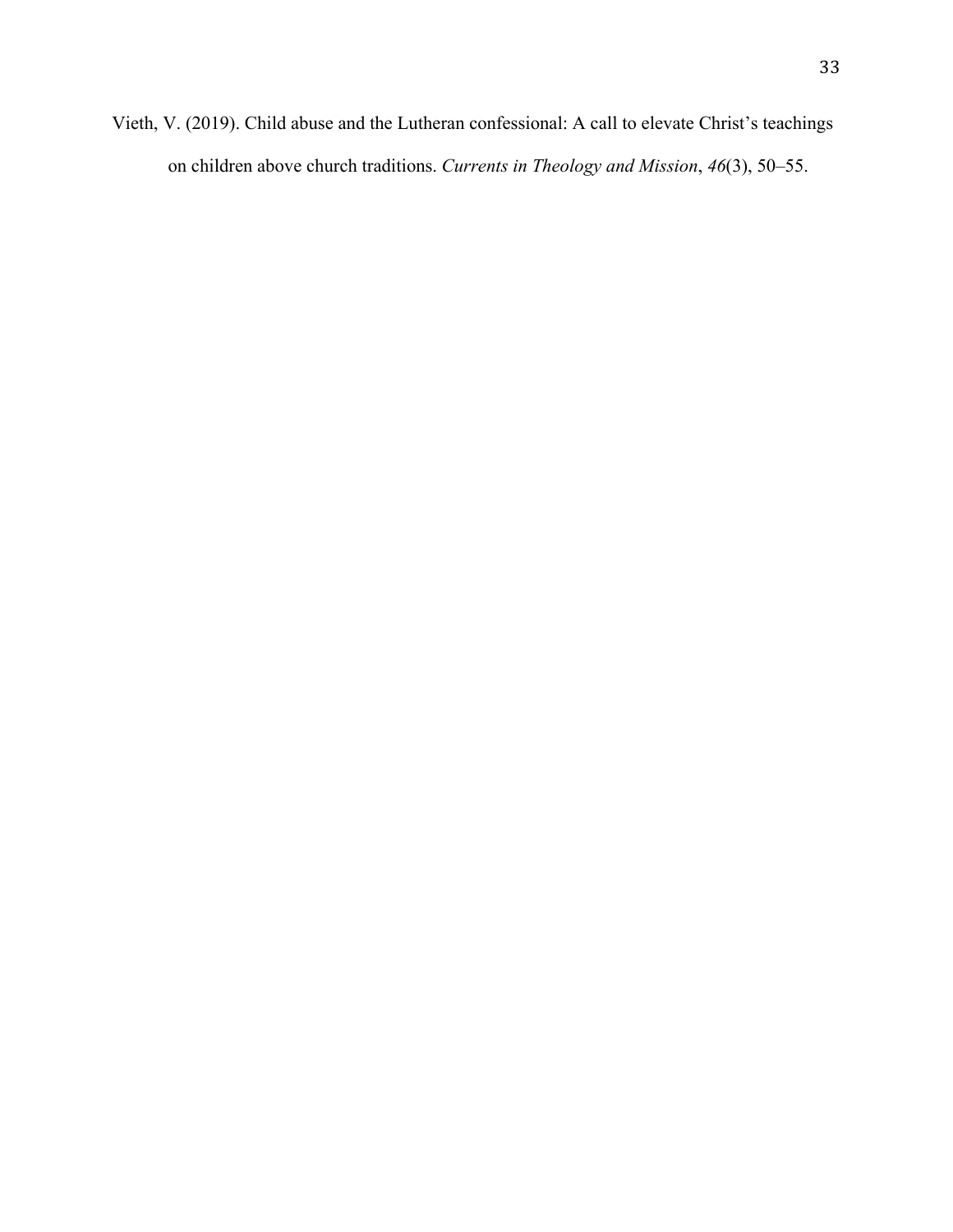Vieth, V. (2019). Child abuse and the Lutheran confessional: A call to elevate Christ's teachings on children above church traditions. *Currents in Theology and Mission*, *46*(3), 50–55.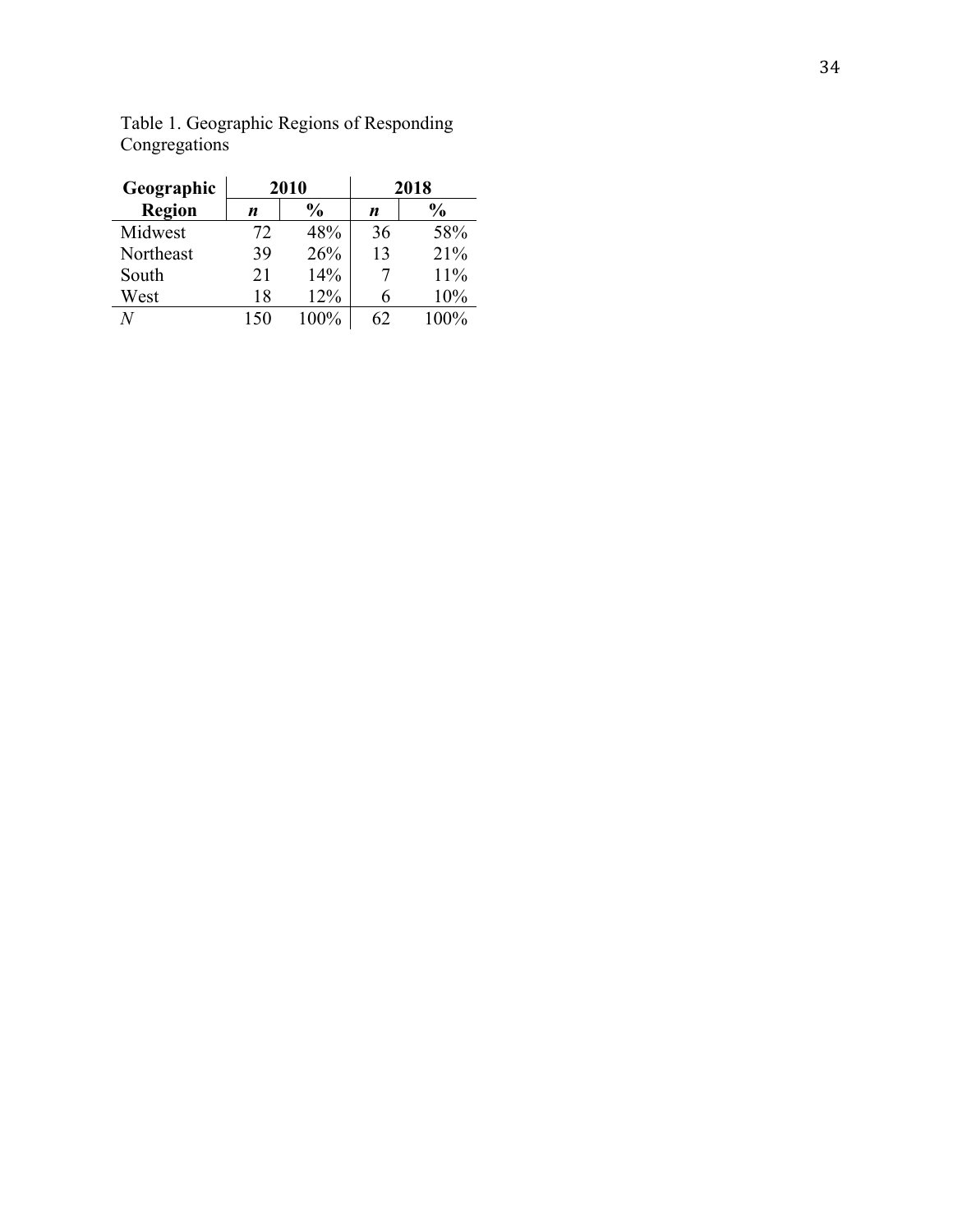Table 1. Geographic Regions of Responding Congregations

| Geographic Region | 2010 | | 2018 | |
|---|---|---|---|---|
| | *n* | % | *n* | % |
| Midwest | 72 | 48% | 36 | 58% |
| Northeast | 39 | 26% | 13 | 21% |
| South | 21 | 14% | 7 | 11% |
| West | 18 | 12% | 6 | 10% |
| *N* | 150 | 100% | 62 | 100% |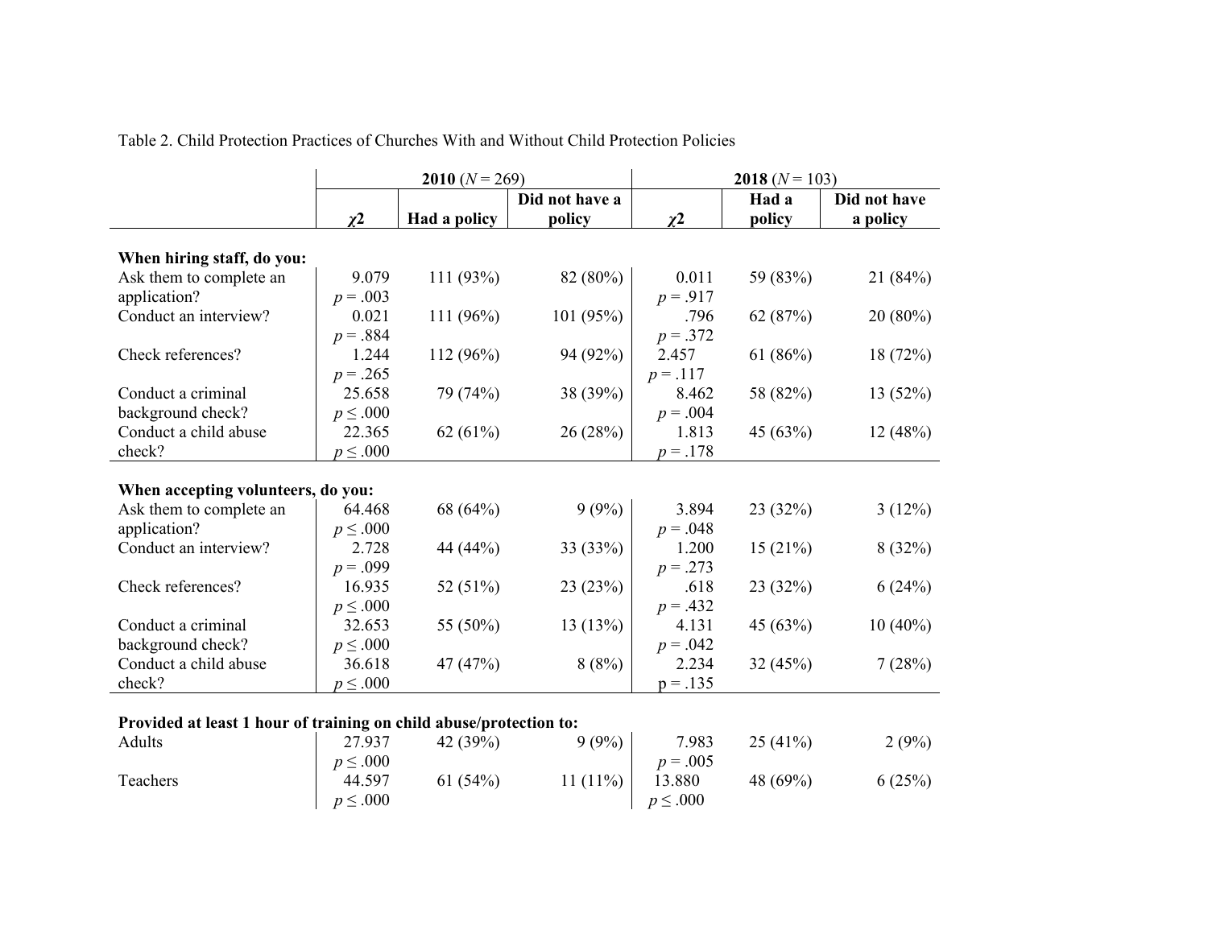Table 2. Child Protection Practices of Churches With and Without Child Protection Policies

| | **2010** ($N$ = 269) | | | **2018** ($N$ = 103) | | |
|---|---|---|---|---|---|---|
| | $\chi 2$ | **Had a policy** | **Did not have a policy** | $\chi 2$ | **Had a policy** | **Did not have a policy** |
| **When hiring staff, do you:** | | | | | | |
| Ask them to complete an application? | 9.079 $p$ = .003 | 111 (93%) | 82 (80%) | 0.011 $p$ = .917 | 59 (83%) | 21 (84%) |
| Conduct an interview? | 0.021 $p$ = .884 | 111 (96%) | 101 (95%) | .796 $p$ = .372 | 62 (87%) | 20 (80%) |
| Check references? | 1.244 $p$ = .265 | 112 (96%) | 94 (92%) | 2.457 $p$ = .117 | 61 (86%) | 18 (72%) |
| Conduct a criminal background check? | 25.658 $p \leq .000$ | 79 (74%) | 38 (39%) | 8.462 $p$ = .004 | 58 (82%) | 13 (52%) |
| Conduct a child abuse check? | 22.365 $p \leq .000$ | 62 (61%) | 26 (28%) | 1.813 $p$ = .178 | 45 (63%) | 12 (48%) |
| **When accepting volunteers, do you:** | | | | | | |
| Ask them to complete an application? | 64.468 $p \leq .000$ | 68 (64%) | 9 (9%) | 3.894 $p$ = .048 | 23 (32%) | 3 (12%) |
| Conduct an interview? | 2.728 $p$ = .099 | 44 (44%) | 33 (33%) | 1.200 $p$ = .273 | 15 (21%) | 8 (32%) |
| Check references? | 16.935 $p \leq .000$ | 52 (51%) | 23 (23%) | .618 $p$ = .432 | 23 (32%) | 6 (24%) |
| Conduct a criminal background check? | 32.653 $p \leq .000$ | 55 (50%) | 13 (13%) | 4.131 $p$ = .042 | 45 (63%) | 10 (40%) |
| Conduct a child abuse check? | 36.618 $p \leq .000$ | 47 (47%) | 8 (8%) | 2.234 p = .135 | 32 (45%) | 7 (28%) |
| **Provided at least 1 hour of training on child abuse/protection to:** | | | | | | |
| Adults | 27.937 $p \leq .000$ | 42 (39%) | 9 (9%) | 7.983 $p$ = .005 | 25 (41%) | 2 (9%) |
| Teachers | 44.597 $p \leq .000$ | 61 (54%) | 11 (11%) | 13.880 $p \leq .000$ | 48 (69%) | 6 (25%) |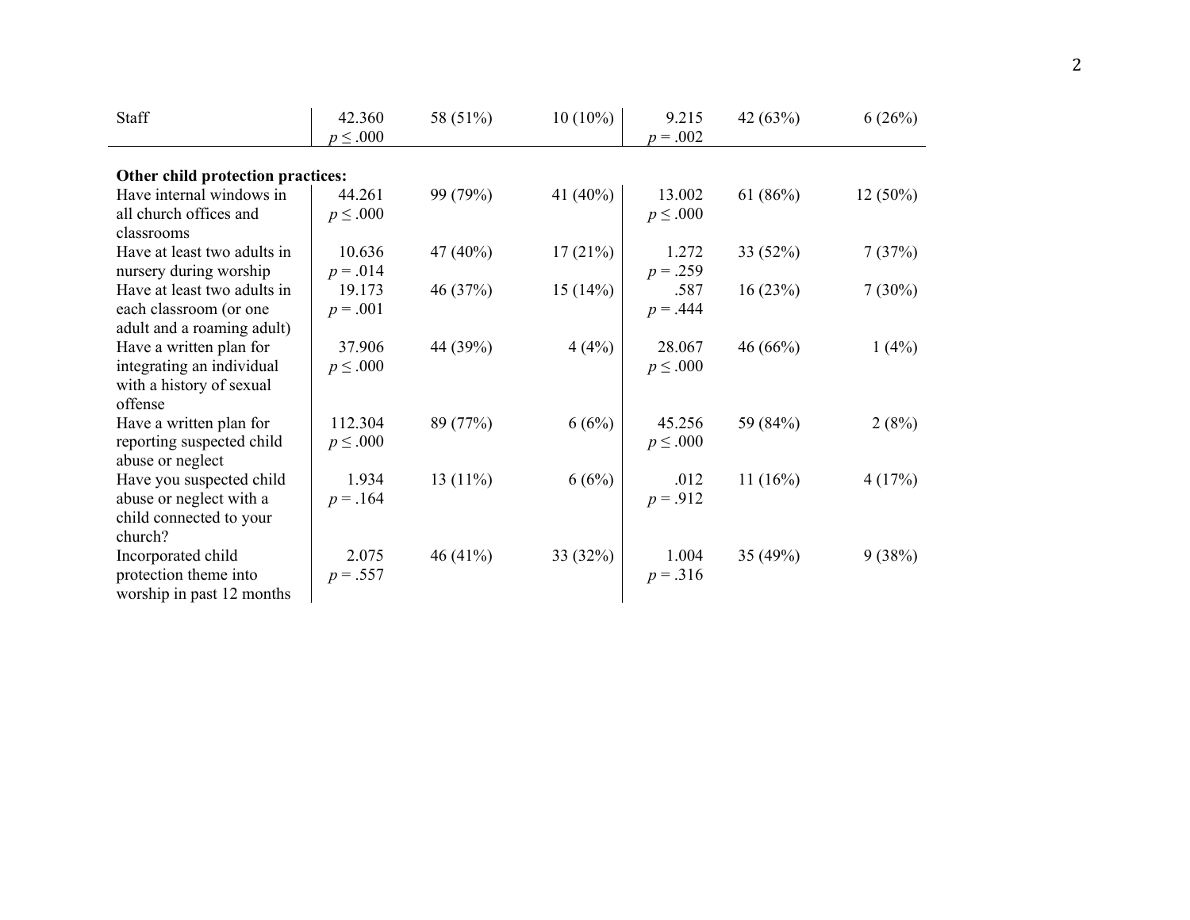| | | | | | | |
|---|---|---|---|---|---|---|
| Staff | 42.360 $p \leq .000$ | 58 (51%) | 10 (10%) | 9.215 $p = .002$ | 42 (63%) | 6 (26%) |
| **Other child protection practices:** | | | | | | |
| Have internal windows in all church offices and classrooms | 44.261 $p \leq .000$ | 99 (79%) | 41 (40%) | 13.002 $p \leq .000$ | 61 (86%) | 12 (50%) |
| Have at least two adults in nursery during worship | 10.636 $p = .014$ | 47 (40%) | 17 (21%) | 1.272 $p = .259$ | 33 (52%) | 7 (37%) |
| Have at least two adults in each classroom (or one adult and a roaming adult) | 19.173 $p = .001$ | 46 (37%) | 15 (14%) | .587 $p = .444$ | 16 (23%) | 7 (30%) |
| Have a written plan for integrating an individual with a history of sexual offense | 37.906 $p \leq .000$ | 44 (39%) | 4 (4%) | 28.067 $p \leq .000$ | 46 (66%) | 1 (4%) |
| Have a written plan for reporting suspected child abuse or neglect | 112.304 $p \leq .000$ | 89 (77%) | 6 (6%) | 45.256 $p \leq .000$ | 59 (84%) | 2 (8%) |
| Have you suspected child abuse or neglect with a child connected to your church? | 1.934 $p = .164$ | 13 (11%) | 6 (6%) | .012 $p = .912$ | 11 (16%) | 4 (17%) |
| Incorporated child protection theme into worship in past 12 months | 2.075 $p = .557$ | 46 (41%) | 33 (32%) | 1.004 $p = .316$ | 35 (49%) | 9 (38%) |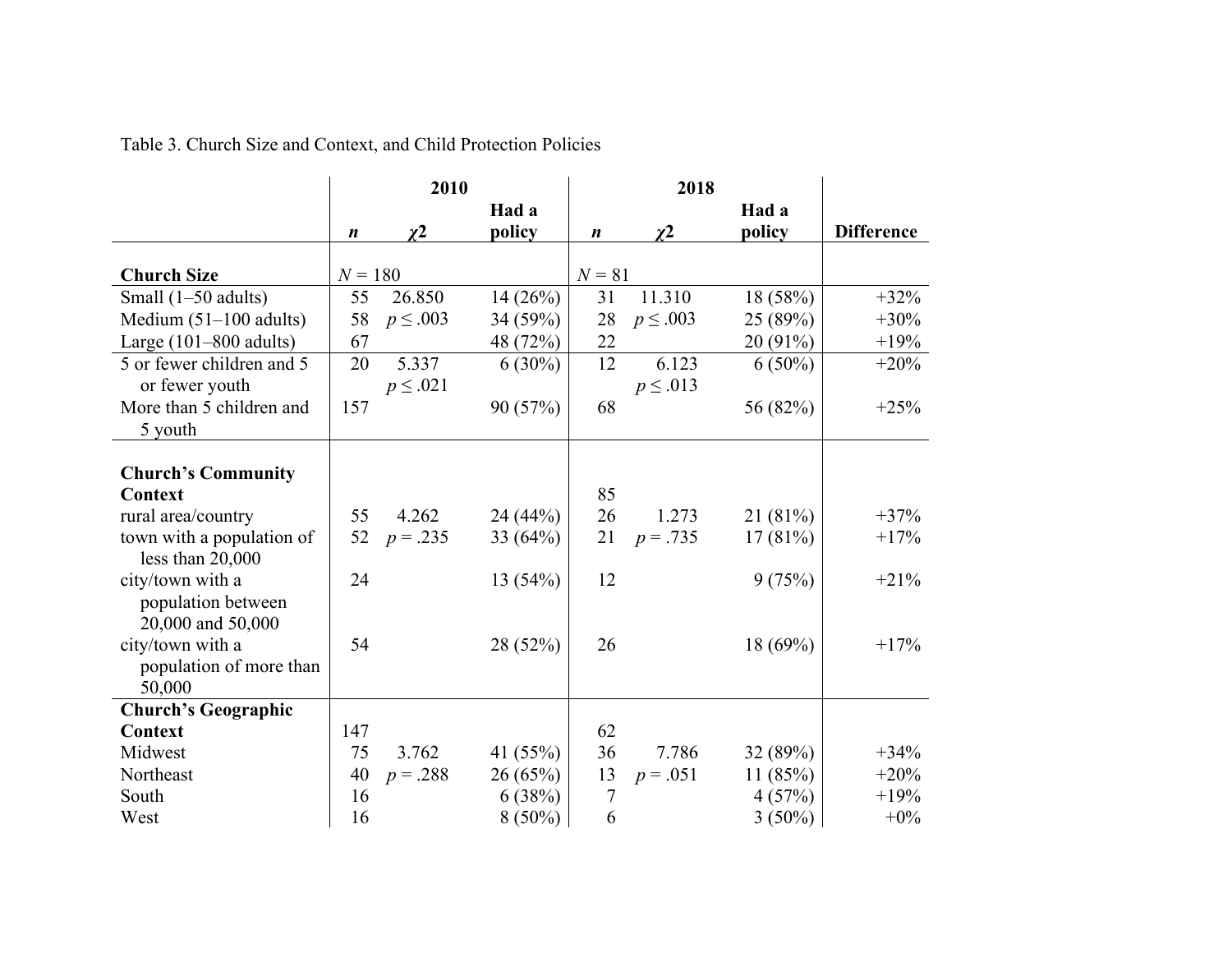Table 3. Church Size and Context, and Child Protection Policies

| | 2010 | | | 2018 | | | |
|---|---|---|---|---|---|---|---|
| | ***n*** | ***χ*2** | **Had a policy** | ***n*** | ***χ*2** | **Had a policy** | **Difference** |
| **Church Size** | *N* = 180 | | | *N* = 81 | | | |
| Small (1–50 adults) | 55 | 26.850 | 14 (26%) | 31 | 11.310 | 18 (58%) | +32% |
| Medium (51–100 adults) | 58 | $p \leq .003$ | 34 (59%) | 28 | $p \leq .003$ | 25 (89%) | +30% |
| Large (101–800 adults) | 67 | | 48 (72%) | 22 | | 20 (91%) | +19% |
| 5 or fewer children and 5 or fewer youth | 20 | 5.337 $p \leq .021$ | 6 (30%) | 12 | 6.123 $p \leq .013$ | 6 (50%) | +20% |
| More than 5 children and 5 youth | 157 | | 90 (57%) | 68 | | 56 (82%) | +25% |
| **Church's Community Context** | | | | 85 | | | |
| rural area/country | 55 | 4.262 | 24 (44%) | 26 | 1.273 | 21 (81%) | +37% |
| town with a population of less than 20,000 | 52 | $p = .235$ | 33 (64%) | 21 | $p = .735$ | 17 (81%) | +17% |
| city/town with a population between 20,000 and 50,000 | 24 | | 13 (54%) | 12 | | 9 (75%) | +21% |
| city/town with a population of more than 50,000 | 54 | | 28 (52%) | 26 | | 18 (69%) | +17% |
| **Church's Geographic Context** | 147 | | | 62 | | | |
| Midwest | 75 | 3.762 | 41 (55%) | 36 | 7.786 | 32 (89%) | +34% |
| Northeast | 40 | $p = .288$ | 26 (65%) | 13 | $p = .051$ | 11 (85%) | +20% |
| South | 16 | | 6 (38%) | 7 | | 4 (57%) | +19% |
| West | 16 | | 8 (50%) | 6 | | 3 (50%) | +0% |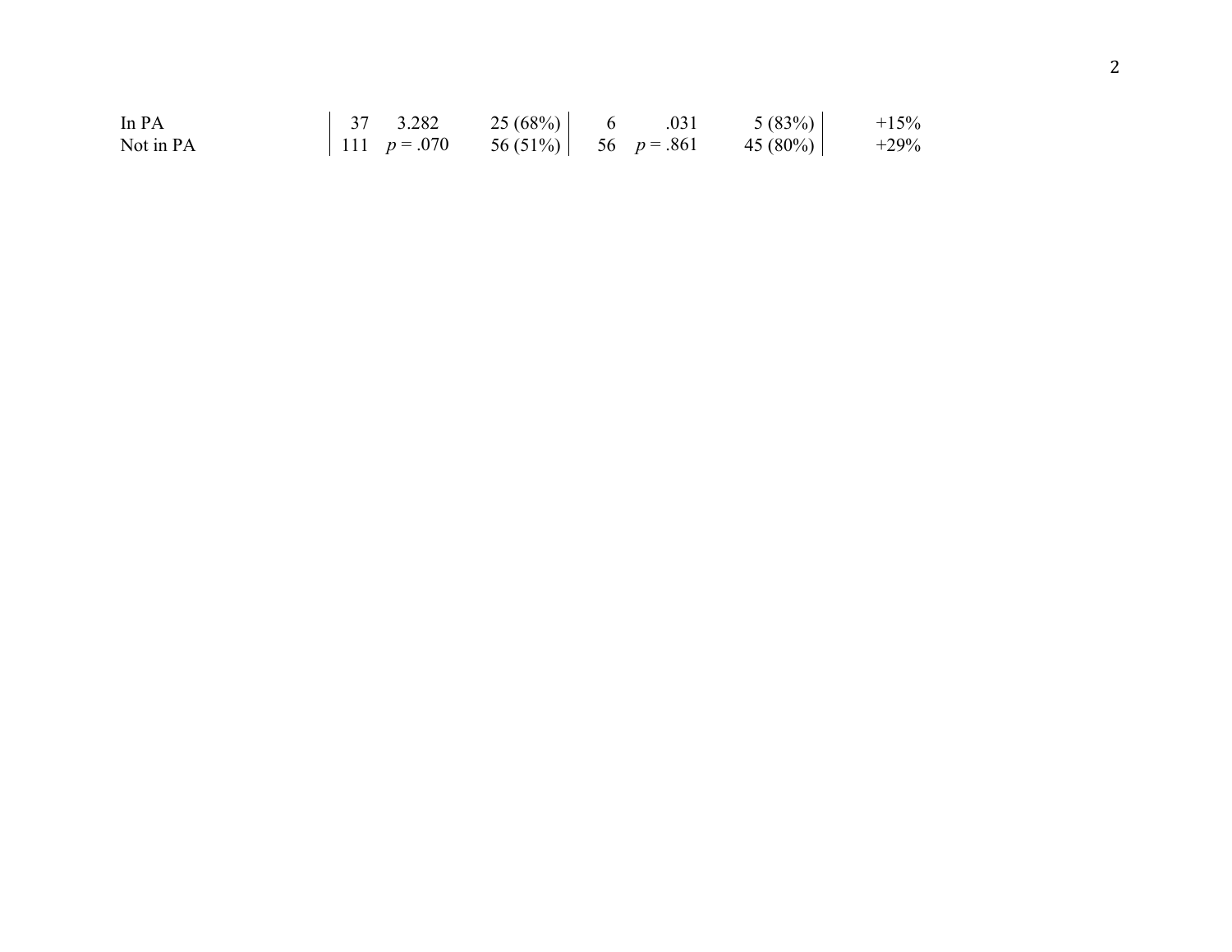| | | | | | | | |
|---|---|---|---|---|---|---|---|
| In PA | 37 | 3.282 | 25 (68%) | 6 | .031 | 5 (83%) | +15% |
| Not in PA | 111 | $p = .070$ | 56 (51%) | 56 | $p = .861$ | 45 (80%) | +29% |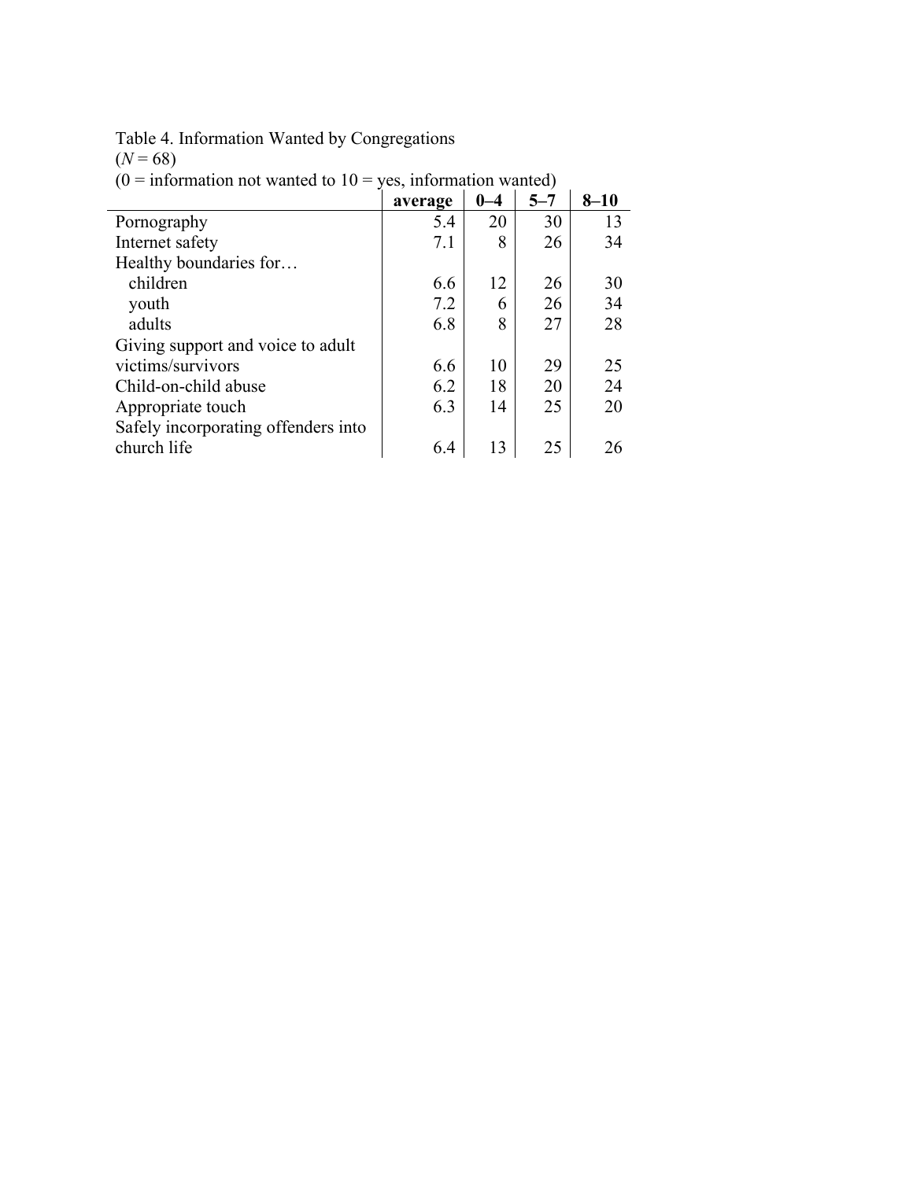Table 4. Information Wanted by Congregations
($N$ = 68)
(0 = information not wanted to 10 = yes, information wanted)

| | average | 0–4 | 5–7 | 8–10 |
|---|---|---|---|---|
| Pornography | 5.4 | 20 | 30 | 13 |
| Internet safety | 7.1 | 8 | 26 | 34 |
| Healthy boundaries for… | | | | |
| children | 6.6 | 12 | 26 | 30 |
| youth | 7.2 | 6 | 26 | 34 |
| adults | 6.8 | 8 | 27 | 28 |
| Giving support and voice to adult victims/survivors | 6.6 | 10 | 29 | 25 |
| Child-on-child abuse | 6.2 | 18 | 20 | 24 |
| Appropriate touch | 6.3 | 14 | 25 | 20 |
| Safely incorporating offenders into church life | 6.4 | 13 | 25 | 26 |